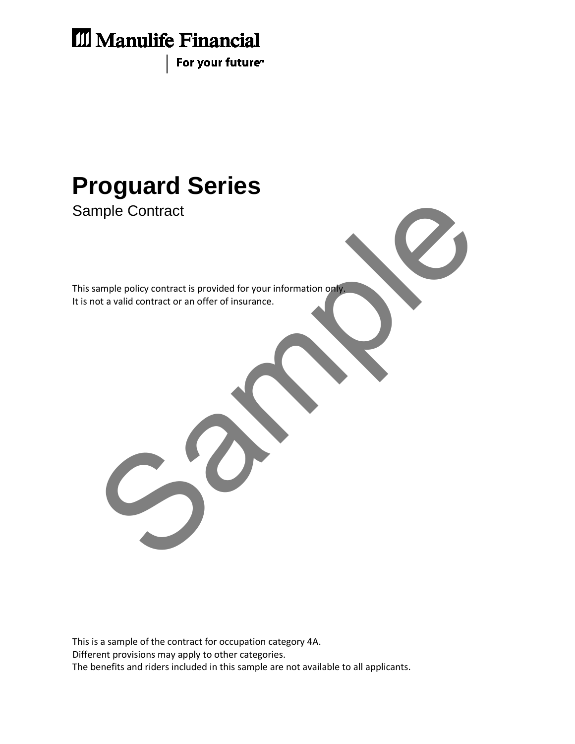Manulife Financial

For your future™

# Proguard Series

Sample Contract

This sample policy contract is provided for your information only.
It is not a valid contract or an offer of insurance.

Sample

This is a sample of the contract for occupation category 4A.
Different provisions may apply to other categories.
The benefits and riders included in this sample are not available to all applicants.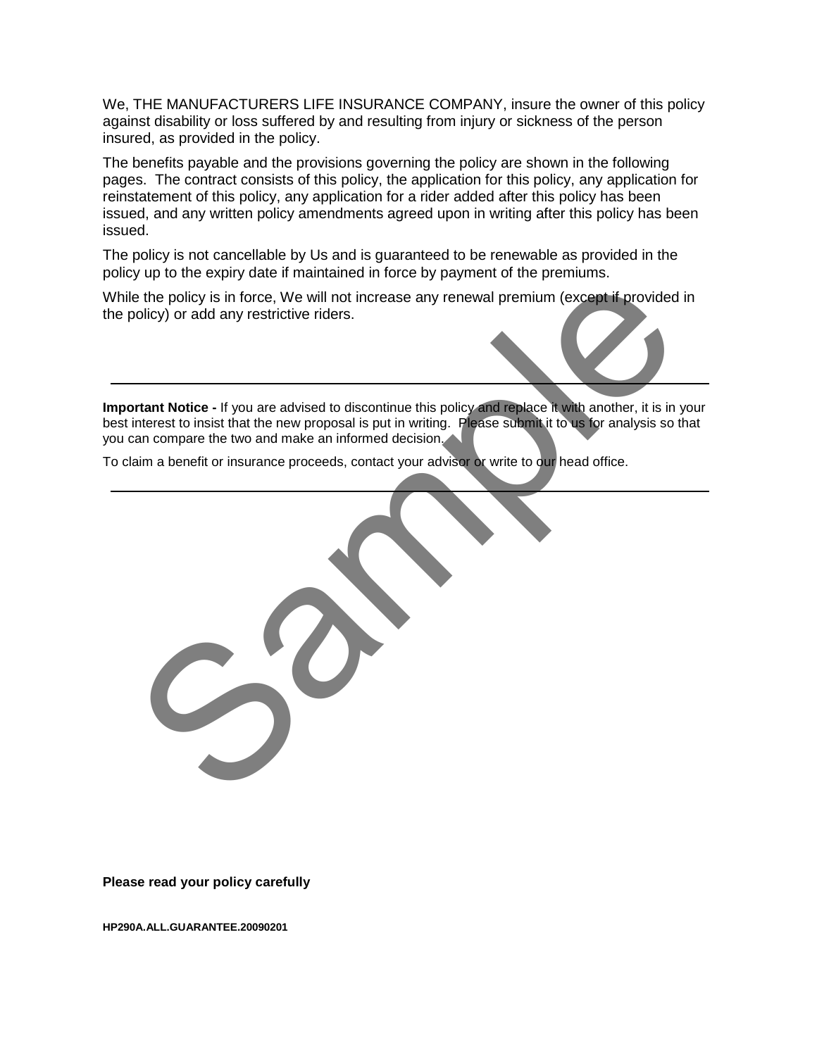We, THE MANUFACTURERS LIFE INSURANCE COMPANY, insure the owner of this policy against disability or loss suffered by and resulting from injury or sickness of the person insured, as provided in the policy.

The benefits payable and the provisions governing the policy are shown in the following pages. The contract consists of this policy, the application for this policy, any application for reinstatement of this policy, any application for a rider added after this policy has been issued, and any written policy amendments agreed upon in writing after this policy has been issued.

The policy is not cancellable by Us and is guaranteed to be renewable as provided in the policy up to the expiry date if maintained in force by payment of the premiums.

While the policy is in force, We will not increase any renewal premium (except if provided in the policy) or add any restrictive riders.

---

**Important Notice -** If you are advised to discontinue this policy and replace it with another, it is in your best interest to insist that the new proposal is put in writing. Please submit it to us for analysis so that you can compare the two and make an informed decision.

To claim a benefit or insurance proceeds, contact your advisor or write to our head office.

---

Sample

**Please read your policy carefully**

**HP290A.ALL.GUARANTEE.20090201**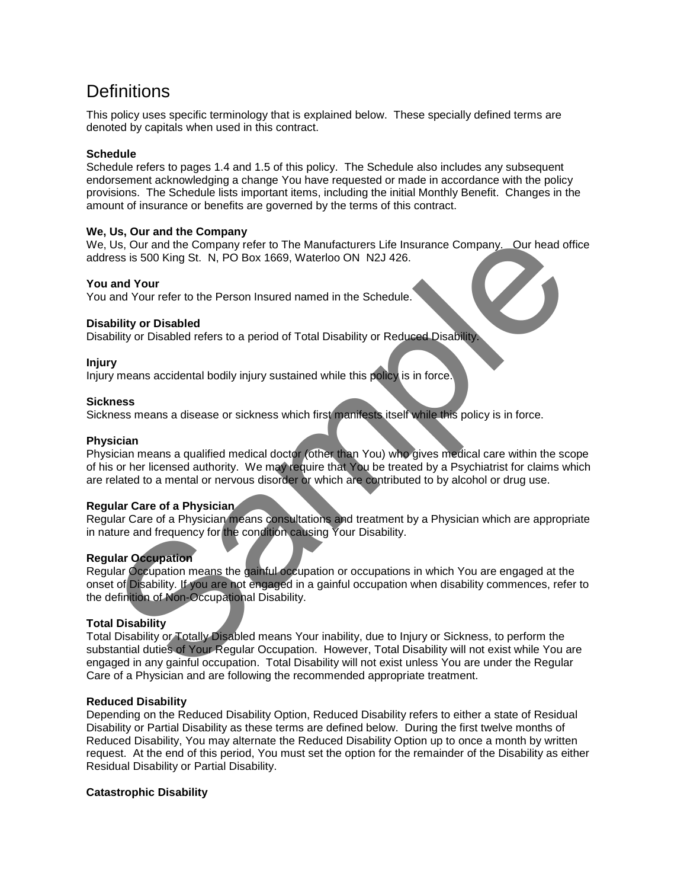# Definitions

This policy uses specific terminology that is explained below. These specially defined terms are denoted by capitals when used in this contract.

**Schedule**
Schedule refers to pages 1.4 and 1.5 of this policy. The Schedule also includes any subsequent endorsement acknowledging a change You have requested or made in accordance with the policy provisions. The Schedule lists important items, including the initial Monthly Benefit. Changes in the amount of insurance or benefits are governed by the terms of this contract.

**We, Us, Our and the Company**
We, Us, Our and the Company refer to The Manufacturers Life Insurance Company. Our head office address is 500 King St. N, PO Box 1669, Waterloo ON N2J 426.

**You and Your**
You and Your refer to the Person Insured named in the Schedule.

**Disability or Disabled**
Disability or Disabled refers to a period of Total Disability or Reduced Disability.

**Injury**
Injury means accidental bodily injury sustained while this policy is in force.

**Sickness**
Sickness means a disease or sickness which first manifests itself while this policy is in force.

**Physician**
Physician means a qualified medical doctor (other than You) who gives medical care within the scope of his or her licensed authority. We may require that You be treated by a Psychiatrist for claims which are related to a mental or nervous disorder or which are contributed to by alcohol or drug use.

**Regular Care of a Physician**
Regular Care of a Physician means consultations and treatment by a Physician which are appropriate in nature and frequency for the condition causing Your Disability.

**Regular Occupation**
Regular Occupation means the gainful occupation or occupations in which You are engaged at the onset of Disability. If you are not engaged in a gainful occupation when disability commences, refer to the definition of Non-Occupational Disability.

**Total Disability**
Total Disability or Totally Disabled means Your inability, due to Injury or Sickness, to perform the substantial duties of Your Regular Occupation. However, Total Disability will not exist while You are engaged in any gainful occupation. Total Disability will not exist unless You are under the Regular Care of a Physician and are following the recommended appropriate treatment.

**Reduced Disability**
Depending on the Reduced Disability Option, Reduced Disability refers to either a state of Residual Disability or Partial Disability as these terms are defined below. During the first twelve months of Reduced Disability, You may alternate the Reduced Disability Option up to once a month by written request. At the end of this period, You must set the option for the remainder of the Disability as either Residual Disability or Partial Disability.

**Catastrophic Disability**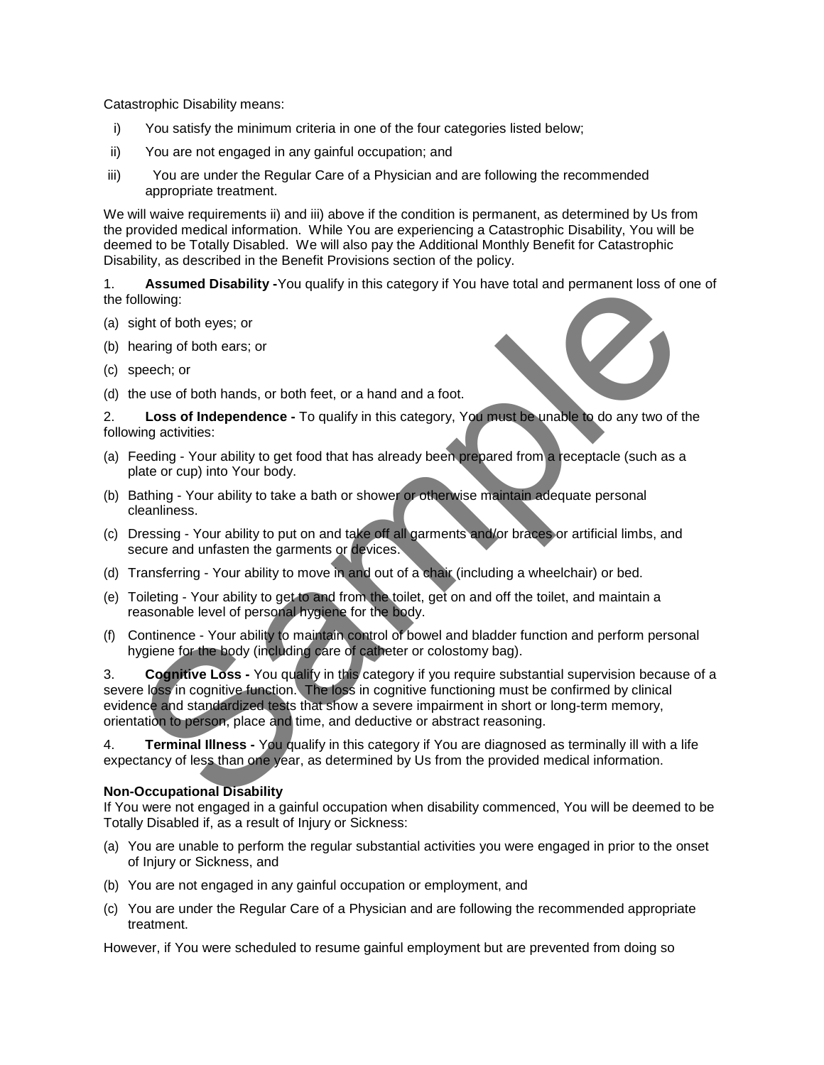Catastrophic Disability means:

i) You satisfy the minimum criteria in one of the four categories listed below;

ii) You are not engaged in any gainful occupation; and

iii) You are under the Regular Care of a Physician and are following the recommended appropriate treatment.

We will waive requirements ii) and iii) above if the condition is permanent, as determined by Us from the provided medical information. While You are experiencing a Catastrophic Disability, You will be deemed to be Totally Disabled. We will also pay the Additional Monthly Benefit for Catastrophic Disability, as described in the Benefit Provisions section of the policy.

1. **Assumed Disability -** You qualify in this category if You have total and permanent loss of one of the following:

(a) sight of both eyes; or

(b) hearing of both ears; or

(c) speech; or

(d) the use of both hands, or both feet, or a hand and a foot.

2. **Loss of Independence -** To qualify in this category, You must be unable to do any two of the following activities:

(a) Feeding - Your ability to get food that has already been prepared from a receptacle (such as a plate or cup) into Your body.

(b) Bathing - Your ability to take a bath or shower or otherwise maintain adequate personal cleanliness.

(c) Dressing - Your ability to put on and take off all garments and/or braces or artificial limbs, and secure and unfasten the garments or devices.

(d) Transferring - Your ability to move in and out of a chair (including a wheelchair) or bed.

(e) Toileting - Your ability to get to and from the toilet, get on and off the toilet, and maintain a reasonable level of personal hygiene for the body.

(f) Continence - Your ability to maintain control of bowel and bladder function and perform personal hygiene for the body (including care of catheter or colostomy bag).

3. **Cognitive Loss -** You qualify in this category if you require substantial supervision because of a severe loss in cognitive function. The loss in cognitive functioning must be confirmed by clinical evidence and standardized tests that show a severe impairment in short or long-term memory, orientation to person, place and time, and deductive or abstract reasoning.

4. **Terminal Illness -** You qualify in this category if You are diagnosed as terminally ill with a life expectancy of less than one year, as determined by Us from the provided medical information.

**Non-Occupational Disability**

If You were not engaged in a gainful occupation when disability commenced, You will be deemed to be Totally Disabled if, as a result of Injury or Sickness:

(a) You are unable to perform the regular substantial activities you were engaged in prior to the onset of Injury or Sickness, and

(b) You are not engaged in any gainful occupation or employment, and

(c) You are under the Regular Care of a Physician and are following the recommended appropriate treatment.

However, if You were scheduled to resume gainful employment but are prevented from doing so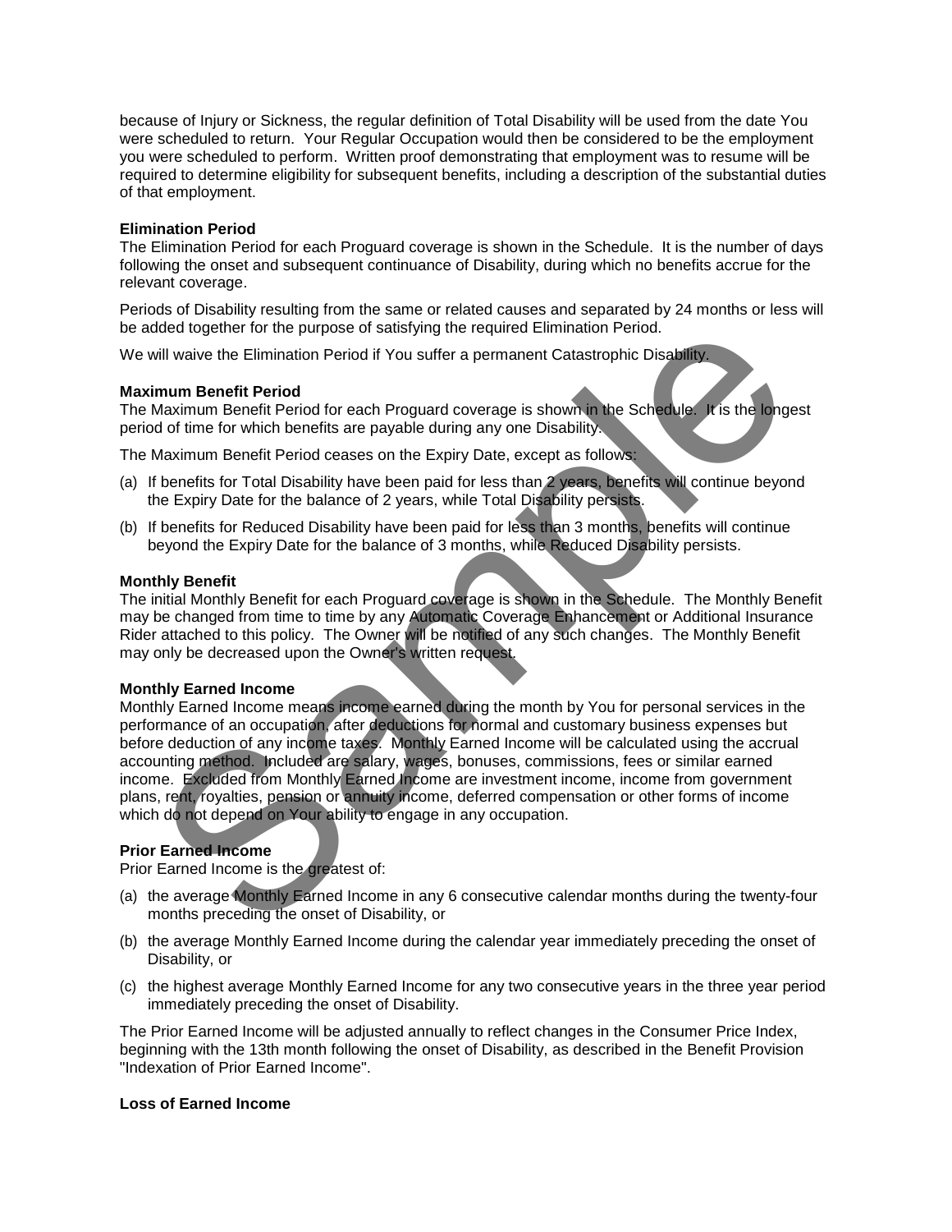because of Injury or Sickness, the regular definition of Total Disability will be used from the date You were scheduled to return. Your Regular Occupation would then be considered to be the employment you were scheduled to perform. Written proof demonstrating that employment was to resume will be required to determine eligibility for subsequent benefits, including a description of the substantial duties of that employment.

**Elimination Period**

The Elimination Period for each Proguard coverage is shown in the Schedule. It is the number of days following the onset and subsequent continuance of Disability, during which no benefits accrue for the relevant coverage.

Periods of Disability resulting from the same or related causes and separated by 24 months or less will be added together for the purpose of satisfying the required Elimination Period.

We will waive the Elimination Period if You suffer a permanent Catastrophic Disability.

**Maximum Benefit Period**

The Maximum Benefit Period for each Proguard coverage is shown in the Schedule. It is the longest period of time for which benefits are payable during any one Disability.

The Maximum Benefit Period ceases on the Expiry Date, except as follows:

(a) If benefits for Total Disability have been paid for less than 2 years, benefits will continue beyond the Expiry Date for the balance of 2 years, while Total Disability persists.

(b) If benefits for Reduced Disability have been paid for less than 3 months, benefits will continue beyond the Expiry Date for the balance of 3 months, while Reduced Disability persists.

**Monthly Benefit**

The initial Monthly Benefit for each Proguard coverage is shown in the Schedule. The Monthly Benefit may be changed from time to time by any Automatic Coverage Enhancement or Additional Insurance Rider attached to this policy. The Owner will be notified of any such changes. The Monthly Benefit may only be decreased upon the Owner's written request.

**Monthly Earned Income**

Monthly Earned Income means income earned during the month by You for personal services in the performance of an occupation, after deductions for normal and customary business expenses but before deduction of any income taxes. Monthly Earned Income will be calculated using the accrual accounting method. Included are salary, wages, bonuses, commissions, fees or similar earned income. Excluded from Monthly Earned Income are investment income, income from government plans, rent, royalties, pension or annuity income, deferred compensation or other forms of income which do not depend on Your ability to engage in any occupation.

**Prior Earned Income**

Prior Earned Income is the greatest of:

(a) the average Monthly Earned Income in any 6 consecutive calendar months during the twenty-four months preceding the onset of Disability, or

(b) the average Monthly Earned Income during the calendar year immediately preceding the onset of Disability, or

(c) the highest average Monthly Earned Income for any two consecutive years in the three year period immediately preceding the onset of Disability.

The Prior Earned Income will be adjusted annually to reflect changes in the Consumer Price Index, beginning with the 13th month following the onset of Disability, as described in the Benefit Provision "Indexation of Prior Earned Income".

**Loss of Earned Income**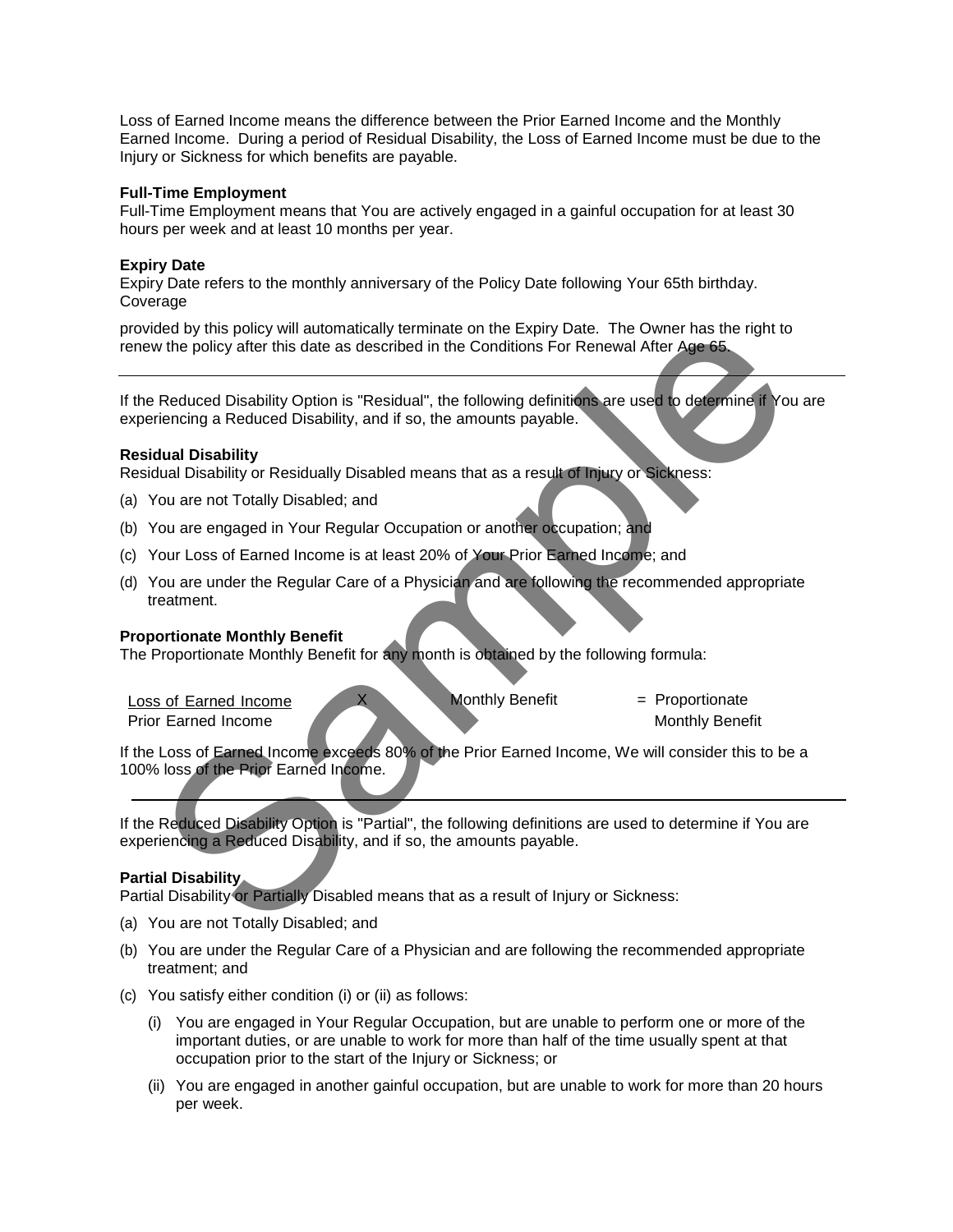Loss of Earned Income means the difference between the Prior Earned Income and the Monthly Earned Income. During a period of Residual Disability, the Loss of Earned Income must be due to the Injury or Sickness for which benefits are payable.

**Full-Time Employment**

Full-Time Employment means that You are actively engaged in a gainful occupation for at least 30 hours per week and at least 10 months per year.

**Expiry Date**

Expiry Date refers to the monthly anniversary of the Policy Date following Your 65th birthday. Coverage

provided by this policy will automatically terminate on the Expiry Date. The Owner has the right to renew the policy after this date as described in the Conditions For Renewal After Age 65.

---

If the Reduced Disability Option is "Residual", the following definitions are used to determine if You are experiencing a Reduced Disability, and if so, the amounts payable.

**Residual Disability**

Residual Disability or Residually Disabled means that as a result of Injury or Sickness:

(a) You are not Totally Disabled; and

(b) You are engaged in Your Regular Occupation or another occupation; and

(c) Your Loss of Earned Income is at least 20% of Your Prior Earned Income; and

(d) You are under the Regular Care of a Physician and are following the recommended appropriate treatment.

**Proportionate Monthly Benefit**

The Proportionate Monthly Benefit for any month is obtained by the following formula:

$$\frac{\text{Loss of Earned Income}}{\text{Prior Earned Income}} \times \text{Monthly Benefit} = \text{Proportionate Monthly Benefit}$$

If the Loss of Earned Income exceeds 80% of the Prior Earned Income, We will consider this to be a 100% loss of the Prior Earned Income.

---

If the Reduced Disability Option is "Partial", the following definitions are used to determine if You are experiencing a Reduced Disability, and if so, the amounts payable.

**Partial Disability**

Partial Disability or Partially Disabled means that as a result of Injury or Sickness:

(a) You are not Totally Disabled; and

(b) You are under the Regular Care of a Physician and are following the recommended appropriate treatment; and

(c) You satisfy either condition (i) or (ii) as follows:

 (i) You are engaged in Your Regular Occupation, but are unable to perform one or more of the important duties, or are unable to work for more than half of the time usually spent at that occupation prior to the start of the Injury or Sickness; or

 (ii) You are engaged in another gainful occupation, but are unable to work for more than 20 hours per week.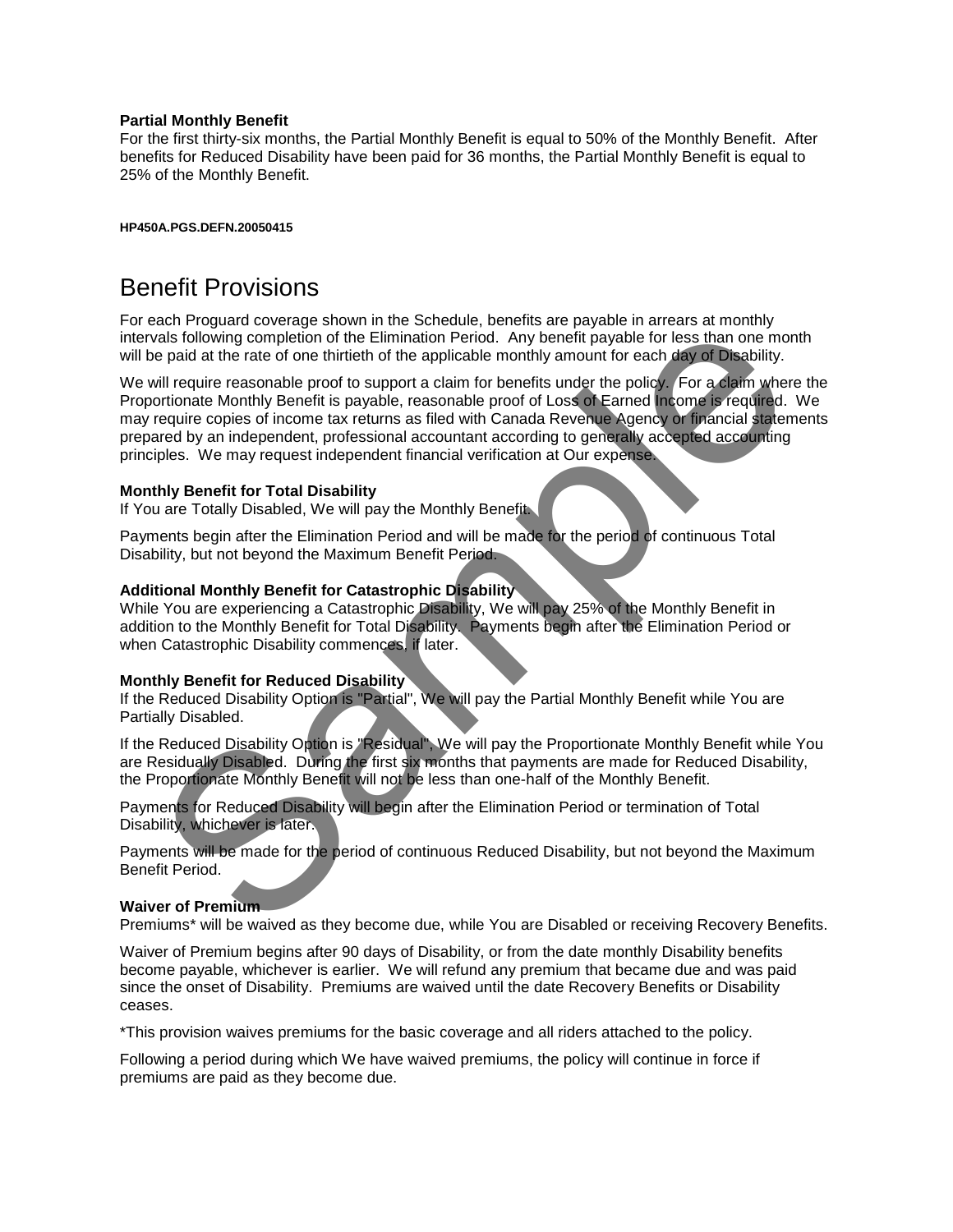**Partial Monthly Benefit**
For the first thirty-six months, the Partial Monthly Benefit is equal to 50% of the Monthly Benefit. After benefits for Reduced Disability have been paid for 36 months, the Partial Monthly Benefit is equal to 25% of the Monthly Benefit.

**HP450A.PGS.DEFN.20050415**

# Benefit Provisions

For each Proguard coverage shown in the Schedule, benefits are payable in arrears at monthly intervals following completion of the Elimination Period. Any benefit payable for less than one month will be paid at the rate of one thirtieth of the applicable monthly amount for each day of Disability.

We will require reasonable proof to support a claim for benefits under the policy. For a claim where the Proportionate Monthly Benefit is payable, reasonable proof of Loss of Earned Income is required. We may require copies of income tax returns as filed with Canada Revenue Agency or financial statements prepared by an independent, professional accountant according to generally accepted accounting principles. We may request independent financial verification at Our expense.

**Monthly Benefit for Total Disability**
If You are Totally Disabled, We will pay the Monthly Benefit.

Payments begin after the Elimination Period and will be made for the period of continuous Total Disability, but not beyond the Maximum Benefit Period.

**Additional Monthly Benefit for Catastrophic Disability**
While You are experiencing a Catastrophic Disability, We will pay 25% of the Monthly Benefit in addition to the Monthly Benefit for Total Disability. Payments begin after the Elimination Period or when Catastrophic Disability commences, if later.

**Monthly Benefit for Reduced Disability**
If the Reduced Disability Option is "Partial", We will pay the Partial Monthly Benefit while You are Partially Disabled.

If the Reduced Disability Option is "Residual", We will pay the Proportionate Monthly Benefit while You are Residually Disabled. During the first six months that payments are made for Reduced Disability, the Proportionate Monthly Benefit will not be less than one-half of the Monthly Benefit.

Payments for Reduced Disability will begin after the Elimination Period or termination of Total Disability, whichever is later.

Payments will be made for the period of continuous Reduced Disability, but not beyond the Maximum Benefit Period.

**Waiver of Premium**
Premiums* will be waived as they become due, while You are Disabled or receiving Recovery Benefits.

Waiver of Premium begins after 90 days of Disability, or from the date monthly Disability benefits become payable, whichever is earlier. We will refund any premium that became due and was paid since the onset of Disability. Premiums are waived until the date Recovery Benefits or Disability ceases.

*This provision waives premiums for the basic coverage and all riders attached to the policy.

Following a period during which We have waived premiums, the policy will continue in force if premiums are paid as they become due.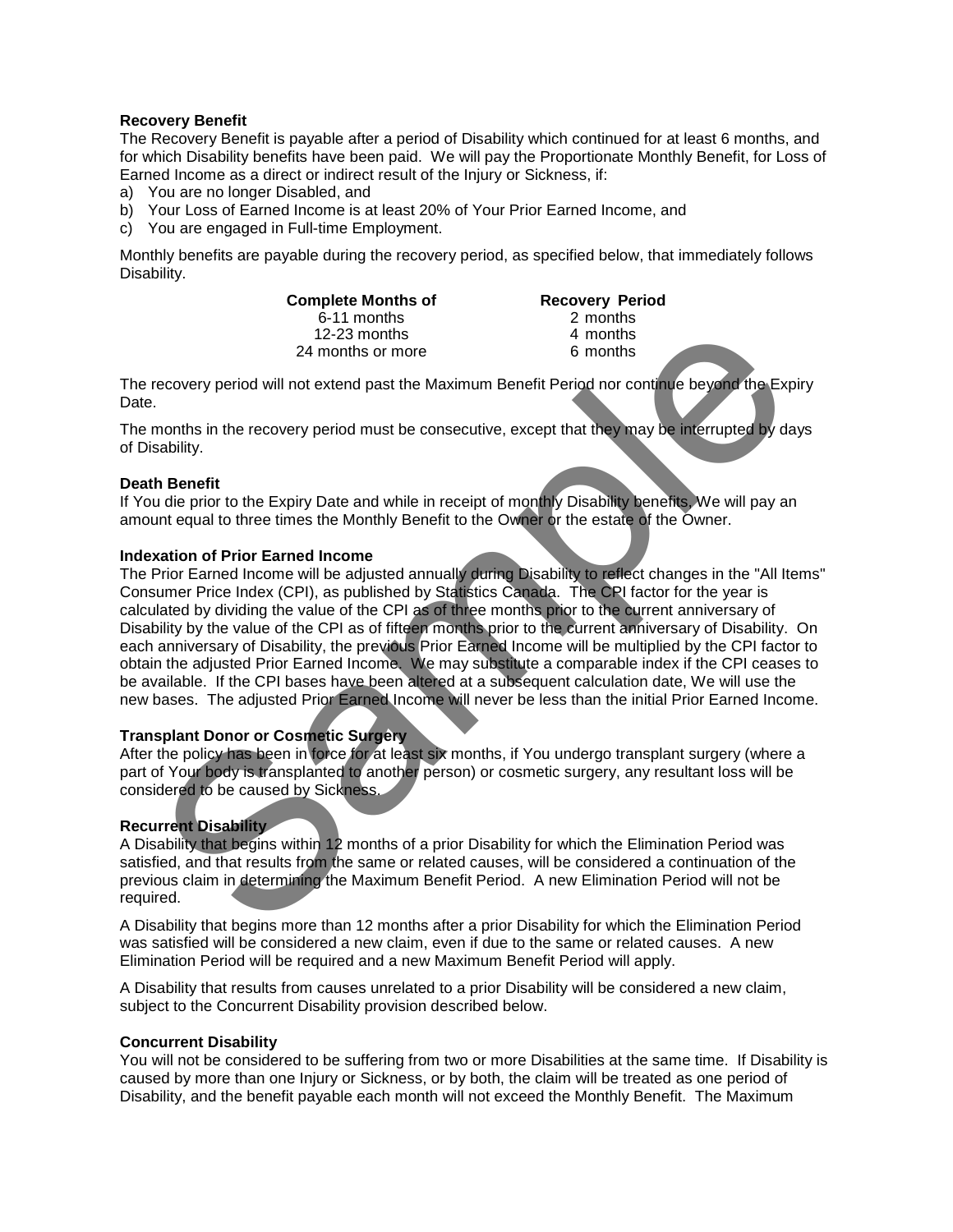**Recovery Benefit**

The Recovery Benefit is payable after a period of Disability which continued for at least 6 months, and for which Disability benefits have been paid. We will pay the Proportionate Monthly Benefit, for Loss of Earned Income as a direct or indirect result of the Injury or Sickness, if:

a) You are no longer Disabled, and
b) Your Loss of Earned Income is at least 20% of Your Prior Earned Income, and
c) You are engaged in Full-time Employment.

Monthly benefits are payable during the recovery period, as specified below, that immediately follows Disability.

| Complete Months of | Recovery Period |
|---|---|
| 6-11 months | 2 months |
| 12-23 months | 4 months |
| 24 months or more | 6 months |

The recovery period will not extend past the Maximum Benefit Period nor continue beyond the Expiry Date.

The months in the recovery period must be consecutive, except that they may be interrupted by days of Disability.

**Death Benefit**

If You die prior to the Expiry Date and while in receipt of monthly Disability benefits, We will pay an amount equal to three times the Monthly Benefit to the Owner or the estate of the Owner.

**Indexation of Prior Earned Income**

The Prior Earned Income will be adjusted annually during Disability to reflect changes in the "All Items" Consumer Price Index (CPI), as published by Statistics Canada. The CPI factor for the year is calculated by dividing the value of the CPI as of three months prior to the current anniversary of Disability by the value of the CPI as of fifteen months prior to the current anniversary of Disability. On each anniversary of Disability, the previous Prior Earned Income will be multiplied by the CPI factor to obtain the adjusted Prior Earned Income. We may substitute a comparable index if the CPI ceases to be available. If the CPI bases have been altered at a subsequent calculation date, We will use the new bases. The adjusted Prior Earned Income will never be less than the initial Prior Earned Income.

**Transplant Donor or Cosmetic Surgery**

After the policy has been in force for at least six months, if You undergo transplant surgery (where a part of Your body is transplanted to another person) or cosmetic surgery, any resultant loss will be considered to be caused by Sickness.

**Recurrent Disability**

A Disability that begins within 12 months of a prior Disability for which the Elimination Period was satisfied, and that results from the same or related causes, will be considered a continuation of the previous claim in determining the Maximum Benefit Period. A new Elimination Period will not be required.

A Disability that begins more than 12 months after a prior Disability for which the Elimination Period was satisfied will be considered a new claim, even if due to the same or related causes. A new Elimination Period will be required and a new Maximum Benefit Period will apply.

A Disability that results from causes unrelated to a prior Disability will be considered a new claim, subject to the Concurrent Disability provision described below.

**Concurrent Disability**

You will not be considered to be suffering from two or more Disabilities at the same time. If Disability is caused by more than one Injury or Sickness, or by both, the claim will be treated as one period of Disability, and the benefit payable each month will not exceed the Monthly Benefit. The Maximum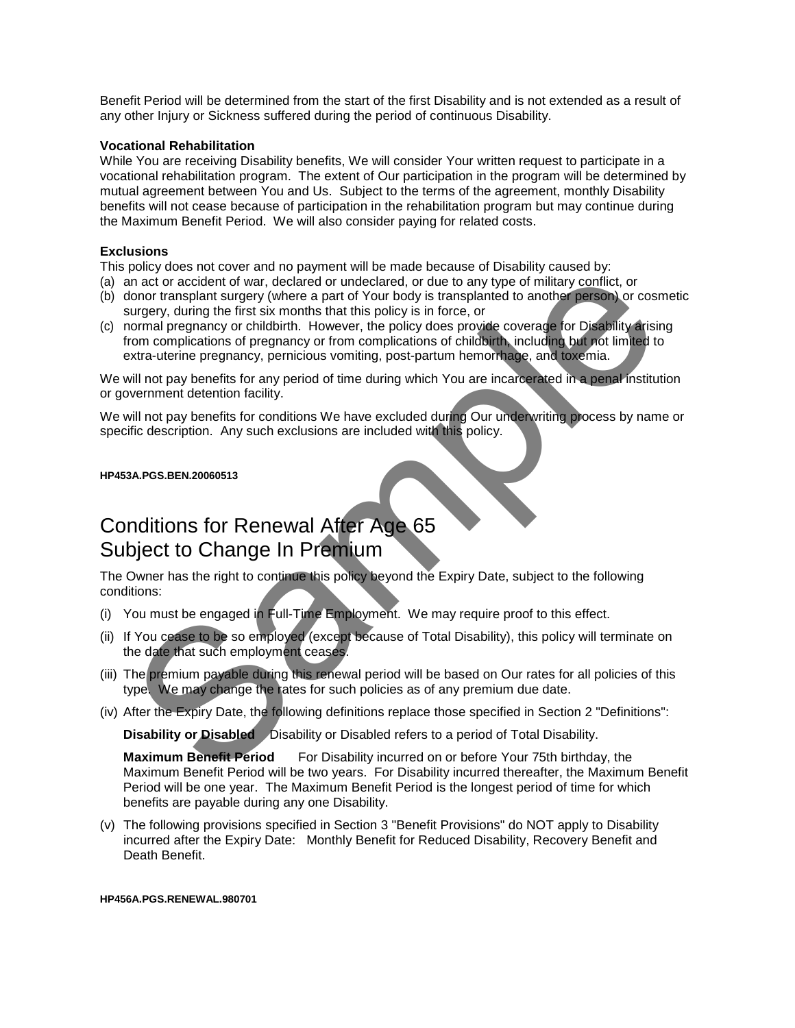Benefit Period will be determined from the start of the first Disability and is not extended as a result of any other Injury or Sickness suffered during the period of continuous Disability.

**Vocational Rehabilitation**

While You are receiving Disability benefits, We will consider Your written request to participate in a vocational rehabilitation program. The extent of Our participation in the program will be determined by mutual agreement between You and Us. Subject to the terms of the agreement, monthly Disability benefits will not cease because of participation in the rehabilitation program but may continue during the Maximum Benefit Period. We will also consider paying for related costs.

**Exclusions**

This policy does not cover and no payment will be made because of Disability caused by:

(a) an act or accident of war, declared or undeclared, or due to any type of military conflict, or
(b) donor transplant surgery (where a part of Your body is transplanted to another person) or cosmetic surgery, during the first six months that this policy is in force, or
(c) normal pregnancy or childbirth. However, the policy does provide coverage for Disability arising from complications of pregnancy or from complications of childbirth, including but not limited to extra-uterine pregnancy, pernicious vomiting, post-partum hemorrhage, and toxemia.

We will not pay benefits for any period of time during which You are incarcerated in a penal institution or government detention facility.

We will not pay benefits for conditions We have excluded during Our underwriting process by name or specific description. Any such exclusions are included with this policy.

**HP453A.PGS.BEN.20060513**

# Conditions for Renewal After Age 65 Subject to Change In Premium

The Owner has the right to continue this policy beyond the Expiry Date, subject to the following conditions:

(i) You must be engaged in Full-Time Employment. We may require proof to this effect.

(ii) If You cease to be so employed (except because of Total Disability), this policy will terminate on the date that such employment ceases.

(iii) The premium payable during this renewal period will be based on Our rates for all policies of this type. We may change the rates for such policies as of any premium due date.

(iv) After the Expiry Date, the following definitions replace those specified in Section 2 "Definitions":

**Disability or Disabled** Disability or Disabled refers to a period of Total Disability.

**Maximum Benefit Period** For Disability incurred on or before Your 75th birthday, the Maximum Benefit Period will be two years. For Disability incurred thereafter, the Maximum Benefit Period will be one year. The Maximum Benefit Period is the longest period of time for which benefits are payable during any one Disability.

(v) The following provisions specified in Section 3 "Benefit Provisions" do NOT apply to Disability incurred after the Expiry Date: Monthly Benefit for Reduced Disability, Recovery Benefit and Death Benefit.

**HP456A.PGS.RENEWAL.980701**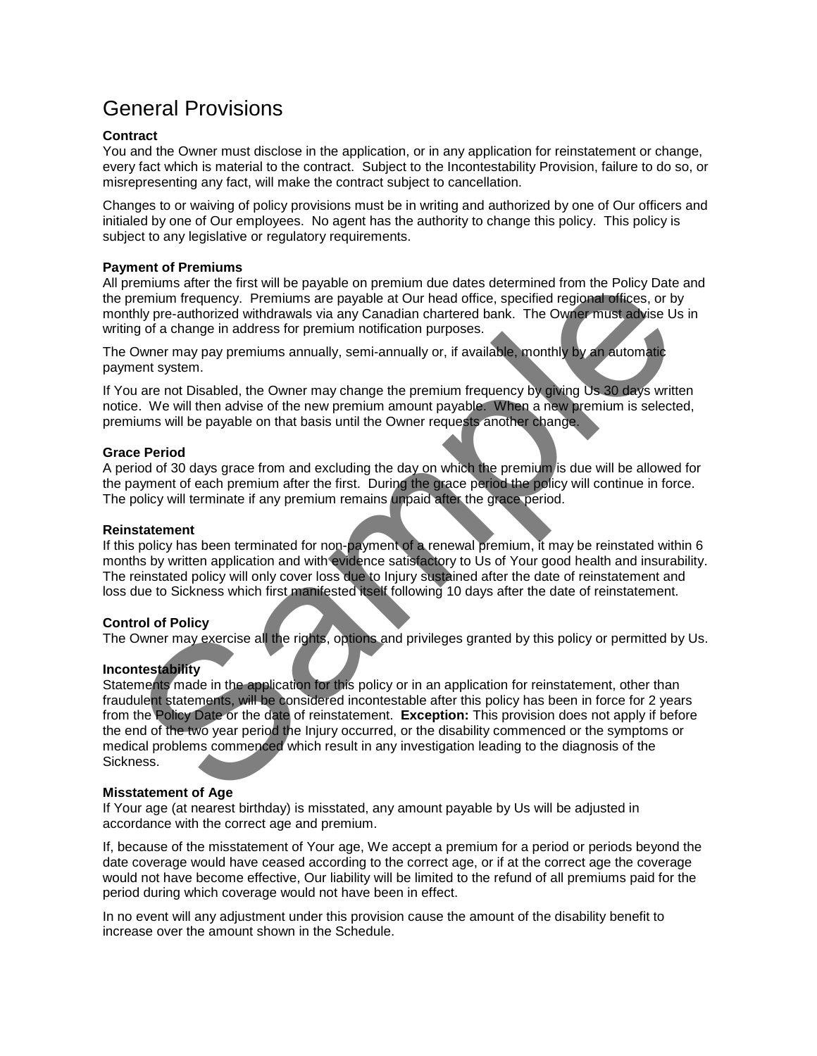# General Provisions

### Contract

You and the Owner must disclose in the application, or in any application for reinstatement or change, every fact which is material to the contract. Subject to the Incontestability Provision, failure to do so, or misrepresenting any fact, will make the contract subject to cancellation.

Changes to or waiving of policy provisions must be in writing and authorized by one of Our officers and initialed by one of Our employees. No agent has the authority to change this policy. This policy is subject to any legislative or regulatory requirements.

### Payment of Premiums

All premiums after the first will be payable on premium due dates determined from the Policy Date and the premium frequency. Premiums are payable at Our head office, specified regional offices, or by monthly pre-authorized withdrawals via any Canadian chartered bank. The Owner must advise Us in writing of a change in address for premium notification purposes.

The Owner may pay premiums annually, semi-annually or, if available, monthly by an automatic payment system.

If You are not Disabled, the Owner may change the premium frequency by giving Us 30 days written notice. We will then advise of the new premium amount payable. When a new premium is selected, premiums will be payable on that basis until the Owner requests another change.

### Grace Period

A period of 30 days grace from and excluding the day on which the premium is due will be allowed for the payment of each premium after the first. During the grace period the policy will continue in force. The policy will terminate if any premium remains unpaid after the grace period.

### Reinstatement

If this policy has been terminated for non-payment of a renewal premium, it may be reinstated within 6 months by written application and with evidence satisfactory to Us of Your good health and insurability. The reinstated policy will only cover loss due to Injury sustained after the date of reinstatement and loss due to Sickness which first manifested itself following 10 days after the date of reinstatement.

### Control of Policy

The Owner may exercise all the rights, options and privileges granted by this policy or permitted by Us.

### Incontestability

Statements made in the application for this policy or in an application for reinstatement, other than fraudulent statements, will be considered incontestable after this policy has been in force for 2 years from the Policy Date or the date of reinstatement. **Exception:** This provision does not apply if before the end of the two year period the Injury occurred, or the disability commenced or the symptoms or medical problems commenced which result in any investigation leading to the diagnosis of the Sickness.

### Misstatement of Age

If Your age (at nearest birthday) is misstated, any amount payable by Us will be adjusted in accordance with the correct age and premium.

If, because of the misstatement of Your age, We accept a premium for a period or periods beyond the date coverage would have ceased according to the correct age, or if at the correct age the coverage would not have become effective, Our liability will be limited to the refund of all premiums paid for the period during which coverage would not have been in effect.

In no event will any adjustment under this provision cause the amount of the disability benefit to increase over the amount shown in the Schedule.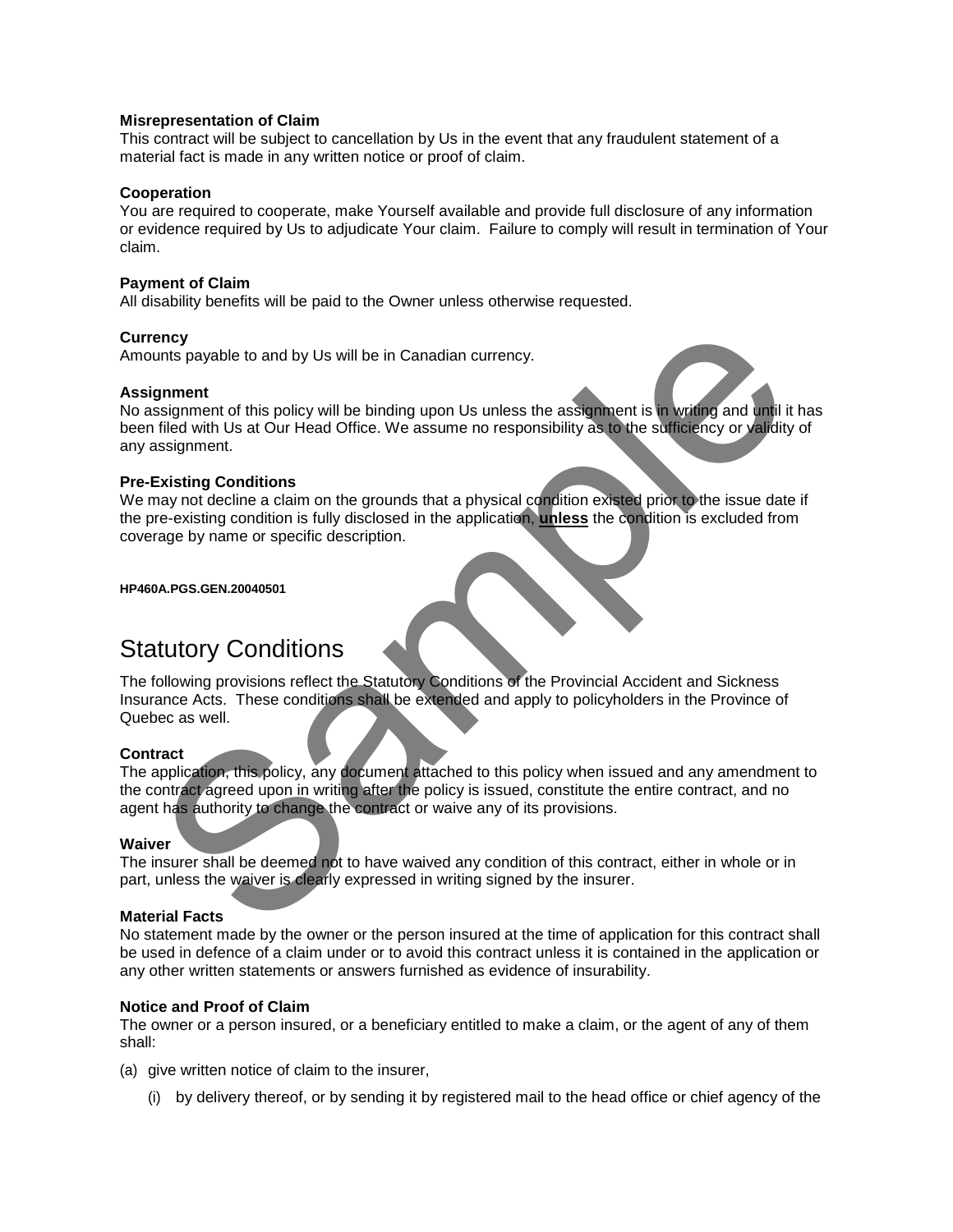**Misrepresentation of Claim**
This contract will be subject to cancellation by Us in the event that any fraudulent statement of a material fact is made in any written notice or proof of claim.

**Cooperation**
You are required to cooperate, make Yourself available and provide full disclosure of any information or evidence required by Us to adjudicate Your claim. Failure to comply will result in termination of Your claim.

**Payment of Claim**
All disability benefits will be paid to the Owner unless otherwise requested.

**Currency**
Amounts payable to and by Us will be in Canadian currency.

**Assignment**
No assignment of this policy will be binding upon Us unless the assignment is in writing and until it has been filed with Us at Our Head Office. We assume no responsibility as to the sufficiency or validity of any assignment.

**Pre-Existing Conditions**
We may not decline a claim on the grounds that a physical condition existed prior to the issue date if the pre-existing condition is fully disclosed in the application, **unless** the condition is excluded from coverage by name or specific description.

**HP460A.PGS.GEN.20040501**

# Statutory Conditions

The following provisions reflect the Statutory Conditions of the Provincial Accident and Sickness Insurance Acts. These conditions shall be extended and apply to policyholders in the Province of Quebec as well.

**Contract**
The application, this policy, any document attached to this policy when issued and any amendment to the contract agreed upon in writing after the policy is issued, constitute the entire contract, and no agent has authority to change the contract or waive any of its provisions.

**Waiver**
The insurer shall be deemed not to have waived any condition of this contract, either in whole or in part, unless the waiver is clearly expressed in writing signed by the insurer.

**Material Facts**
No statement made by the owner or the person insured at the time of application for this contract shall be used in defence of a claim under or to avoid this contract unless it is contained in the application or any other written statements or answers furnished as evidence of insurability.

**Notice and Proof of Claim**
The owner or a person insured, or a beneficiary entitled to make a claim, or the agent of any of them shall:

(a) give written notice of claim to the insurer,

   (i) by delivery thereof, or by sending it by registered mail to the head office or chief agency of the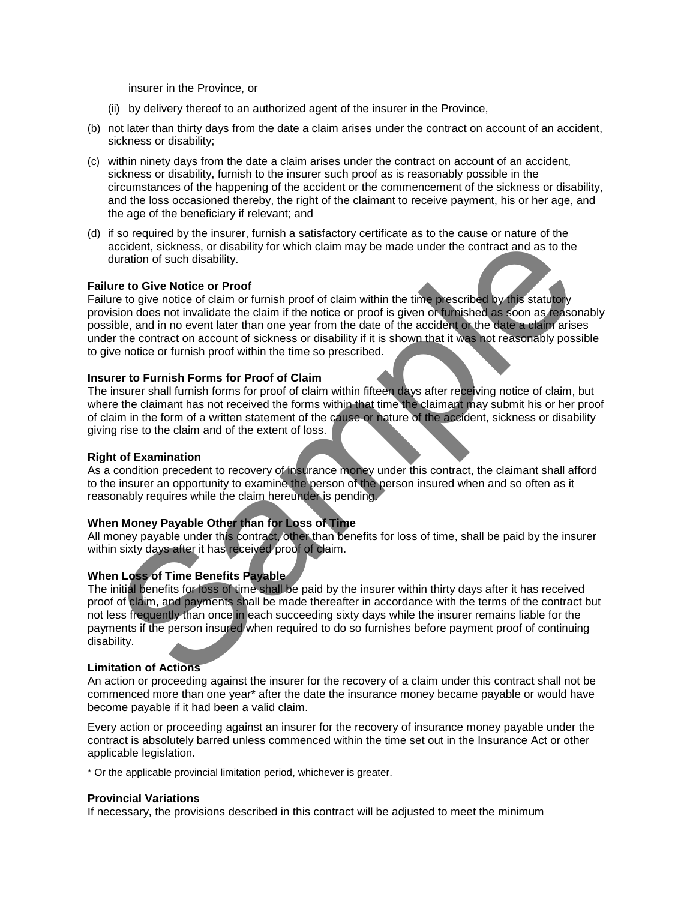insurer in the Province, or

(ii) by delivery thereof to an authorized agent of the insurer in the Province,

(b) not later than thirty days from the date a claim arises under the contract on account of an accident, sickness or disability;

(c) within ninety days from the date a claim arises under the contract on account of an accident, sickness or disability, furnish to the insurer such proof as is reasonably possible in the circumstances of the happening of the accident or the commencement of the sickness or disability, and the loss occasioned thereby, the right of the claimant to receive payment, his or her age, and the age of the beneficiary if relevant; and

(d) if so required by the insurer, furnish a satisfactory certificate as to the cause or nature of the accident, sickness, or disability for which claim may be made under the contract and as to the duration of such disability.

**Failure to Give Notice or Proof**
Failure to give notice of claim or furnish proof of claim within the time prescribed by this statutory provision does not invalidate the claim if the notice or proof is given or furnished as soon as reasonably possible, and in no event later than one year from the date of the accident or the date a claim arises under the contract on account of sickness or disability if it is shown that it was not reasonably possible to give notice or furnish proof within the time so prescribed.

**Insurer to Furnish Forms for Proof of Claim**
The insurer shall furnish forms for proof of claim within fifteen days after receiving notice of claim, but where the claimant has not received the forms within that time the claimant may submit his or her proof of claim in the form of a written statement of the cause or nature of the accident, sickness or disability giving rise to the claim and of the extent of loss.

**Right of Examination**
As a condition precedent to recovery of insurance money under this contract, the claimant shall afford to the insurer an opportunity to examine the person of the person insured when and so often as it reasonably requires while the claim hereunder is pending.

**When Money Payable Other than for Loss of Time**
All money payable under this contract, other than benefits for loss of time, shall be paid by the insurer within sixty days after it has received proof of claim.

**When Loss of Time Benefits Payable**
The initial benefits for loss of time shall be paid by the insurer within thirty days after it has received proof of claim, and payments shall be made thereafter in accordance with the terms of the contract but not less frequently than once in each succeeding sixty days while the insurer remains liable for the payments if the person insured when required to do so furnishes before payment proof of continuing disability.

**Limitation of Actions**
An action or proceeding against the insurer for the recovery of a claim under this contract shall not be commenced more than one year* after the date the insurance money became payable or would have become payable if it had been a valid claim.

Every action or proceeding against an insurer for the recovery of insurance money payable under the contract is absolutely barred unless commenced within the time set out in the Insurance Act or other applicable legislation.

* Or the applicable provincial limitation period, whichever is greater.

**Provincial Variations**
If necessary, the provisions described in this contract will be adjusted to meet the minimum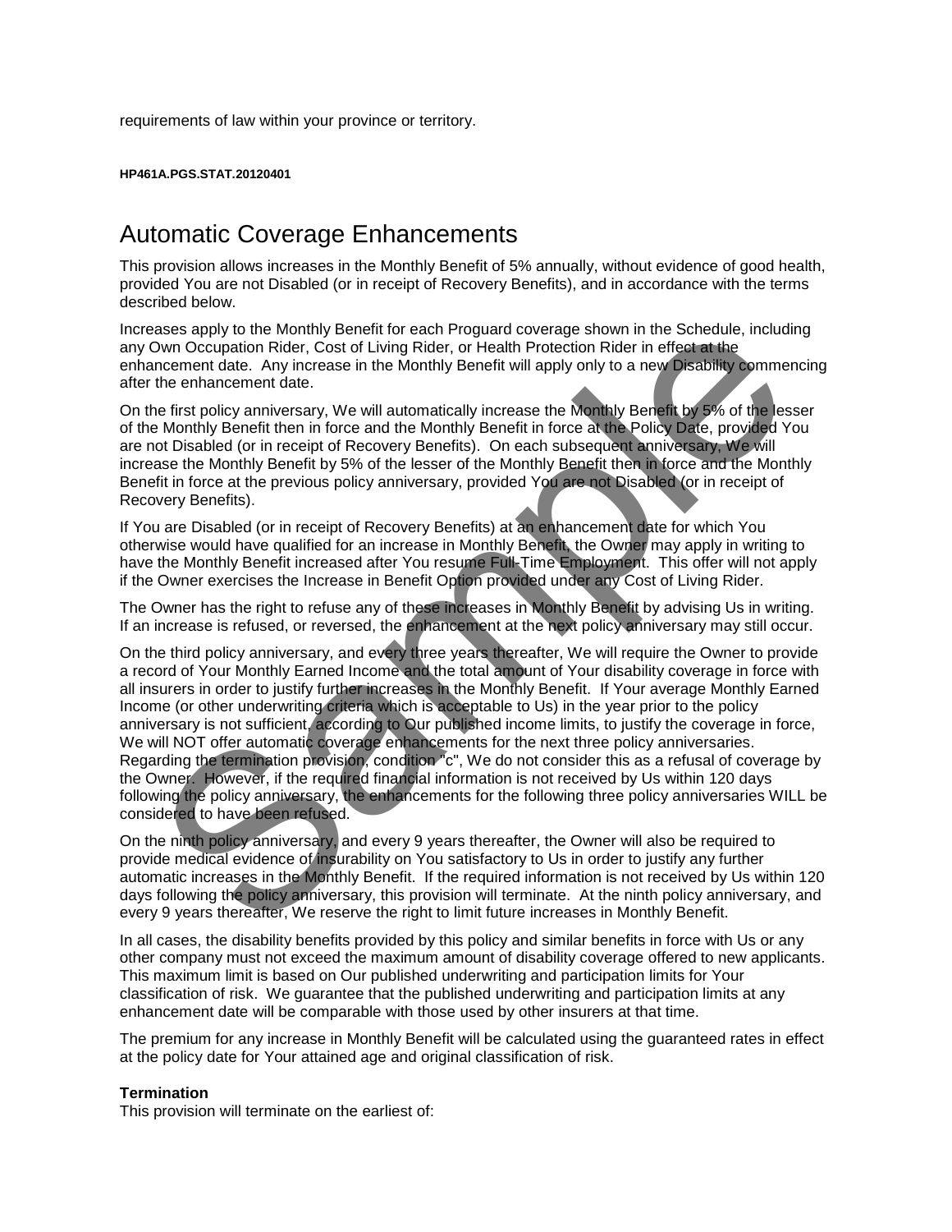requirements of law within your province or territory.

**HP461A.PGS.STAT.20120401**

# Automatic Coverage Enhancements

This provision allows increases in the Monthly Benefit of 5% annually, without evidence of good health, provided You are not Disabled (or in receipt of Recovery Benefits), and in accordance with the terms described below.

Increases apply to the Monthly Benefit for each Proguard coverage shown in the Schedule, including any Own Occupation Rider, Cost of Living Rider, or Health Protection Rider in effect at the enhancement date. Any increase in the Monthly Benefit will apply only to a new Disability commencing after the enhancement date.

On the first policy anniversary, We will automatically increase the Monthly Benefit by 5% of the lesser of the Monthly Benefit then in force and the Monthly Benefit in force at the Policy Date, provided You are not Disabled (or in receipt of Recovery Benefits). On each subsequent anniversary, We will increase the Monthly Benefit by 5% of the lesser of the Monthly Benefit then in force and the Monthly Benefit in force at the previous policy anniversary, provided You are not Disabled (or in receipt of Recovery Benefits).

If You are Disabled (or in receipt of Recovery Benefits) at an enhancement date for which You otherwise would have qualified for an increase in Monthly Benefit, the Owner may apply in writing to have the Monthly Benefit increased after You resume Full-Time Employment. This offer will not apply if the Owner exercises the Increase in Benefit Option provided under any Cost of Living Rider.

The Owner has the right to refuse any of these increases in Monthly Benefit by advising Us in writing. If an increase is refused, or reversed, the enhancement at the next policy anniversary may still occur.

On the third policy anniversary, and every three years thereafter, We will require the Owner to provide a record of Your Monthly Earned Income and the total amount of Your disability coverage in force with all insurers in order to justify further increases in the Monthly Benefit. If Your average Monthly Earned Income (or other underwriting criteria which is acceptable to Us) in the year prior to the policy anniversary is not sufficient, according to Our published income limits, to justify the coverage in force, We will NOT offer automatic coverage enhancements for the next three policy anniversaries. Regarding the termination provision, condition "c", We do not consider this as a refusal of coverage by the Owner. However, if the required financial information is not received by Us within 120 days following the policy anniversary, the enhancements for the following three policy anniversaries WILL be considered to have been refused.

On the ninth policy anniversary, and every 9 years thereafter, the Owner will also be required to provide medical evidence of insurability on You satisfactory to Us in order to justify any further automatic increases in the Monthly Benefit. If the required information is not received by Us within 120 days following the policy anniversary, this provision will terminate. At the ninth policy anniversary, and every 9 years thereafter, We reserve the right to limit future increases in Monthly Benefit.

In all cases, the disability benefits provided by this policy and similar benefits in force with Us or any other company must not exceed the maximum amount of disability coverage offered to new applicants. This maximum limit is based on Our published underwriting and participation limits for Your classification of risk. We guarantee that the published underwriting and participation limits at any enhancement date will be comparable with those used by other insurers at that time.

The premium for any increase in Monthly Benefit will be calculated using the guaranteed rates in effect at the policy date for Your attained age and original classification of risk.

**Termination**
This provision will terminate on the earliest of: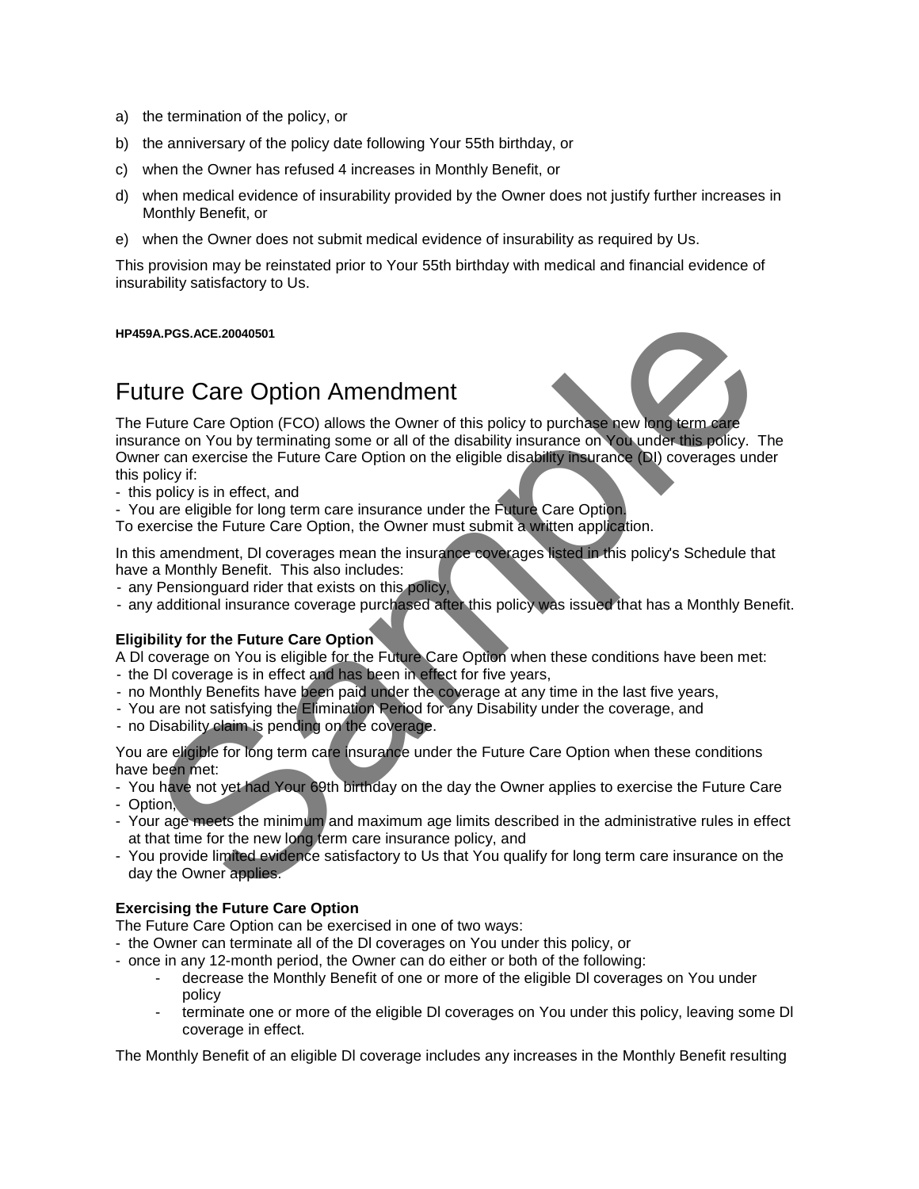a) the termination of the policy, or

b) the anniversary of the policy date following Your 55th birthday, or

c) when the Owner has refused 4 increases in Monthly Benefit, or

d) when medical evidence of insurability provided by the Owner does not justify further increases in Monthly Benefit, or

e) when the Owner does not submit medical evidence of insurability as required by Us.

This provision may be reinstated prior to Your 55th birthday with medical and financial evidence of insurability satisfactory to Us.

**HP459A.PGS.ACE.20040501**

# Future Care Option Amendment

The Future Care Option (FCO) allows the Owner of this policy to purchase new long term care insurance on You by terminating some or all of the disability insurance on You under this policy. The Owner can exercise the Future Care Option on the eligible disability insurance (DI) coverages under this policy if:

- this policy is in effect, and
- You are eligible for long term care insurance under the Future Care Option.

To exercise the Future Care Option, the Owner must submit a written application.

In this amendment, DI coverages mean the insurance coverages listed in this policy's Schedule that have a Monthly Benefit. This also includes:

- any Pensionguard rider that exists on this policy,
- any additional insurance coverage purchased after this policy was issued that has a Monthly Benefit.

**Eligibility for the Future Care Option**

A DI coverage on You is eligible for the Future Care Option when these conditions have been met:

- the DI coverage is in effect and has been in effect for five years,
- no Monthly Benefits have been paid under the coverage at any time in the last five years,
- You are not satisfying the Elimination Period for any Disability under the coverage, and
- no Disability claim is pending on the coverage.

You are eligible for long term care insurance under the Future Care Option when these conditions have been met:

- You have not yet had Your 69th birthday on the day the Owner applies to exercise the Future Care
- Option,
- Your age meets the minimum and maximum age limits described in the administrative rules in effect at that time for the new long term care insurance policy, and
- You provide limited evidence satisfactory to Us that You qualify for long term care insurance on the day the Owner applies.

**Exercising the Future Care Option**

The Future Care Option can be exercised in one of two ways:

- the Owner can terminate all of the DI coverages on You under this policy, or
- once in any 12-month period, the Owner can do either or both of the following:
    - decrease the Monthly Benefit of one or more of the eligible DI coverages on You under policy
    - terminate one or more of the eligible DI coverages on You under this policy, leaving some DI coverage in effect.

The Monthly Benefit of an eligible DI coverage includes any increases in the Monthly Benefit resulting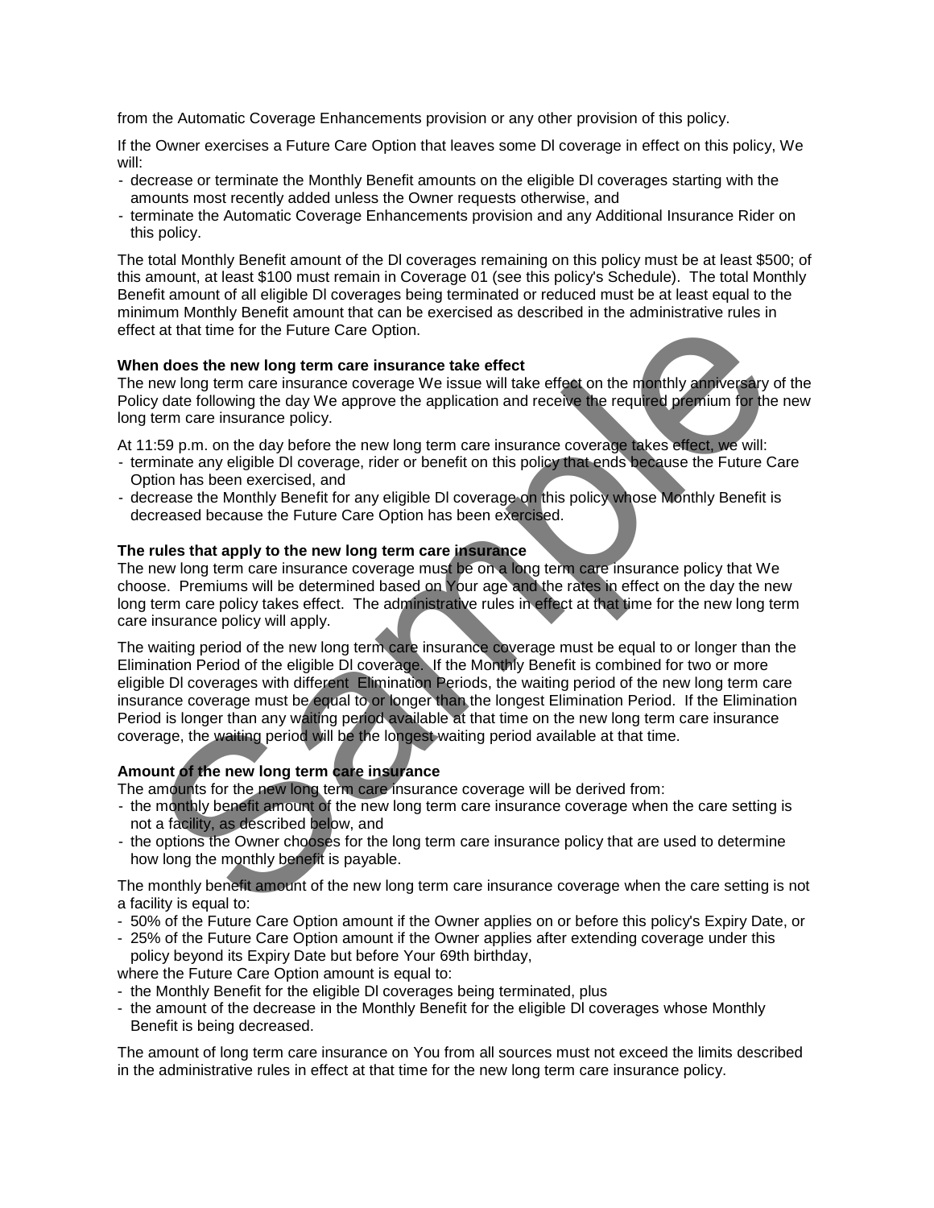from the Automatic Coverage Enhancements provision or any other provision of this policy.

If the Owner exercises a Future Care Option that leaves some DI coverage in effect on this policy, We will:

- decrease or terminate the Monthly Benefit amounts on the eligible DI coverages starting with the amounts most recently added unless the Owner requests otherwise, and
- terminate the Automatic Coverage Enhancements provision and any Additional Insurance Rider on this policy.

The total Monthly Benefit amount of the DI coverages remaining on this policy must be at least $500; of this amount, at least $100 must remain in Coverage 01 (see this policy's Schedule). The total Monthly Benefit amount of all eligible DI coverages being terminated or reduced must be at least equal to the minimum Monthly Benefit amount that can be exercised as described in the administrative rules in effect at that time for the Future Care Option.

**When does the new long term care insurance take effect**

The new long term care insurance coverage We issue will take effect on the monthly anniversary of the Policy date following the day We approve the application and receive the required premium for the new long term care insurance policy.

At 11:59 p.m. on the day before the new long term care insurance coverage takes effect, we will:

- terminate any eligible DI coverage, rider or benefit on this policy that ends because the Future Care Option has been exercised, and
- decrease the Monthly Benefit for any eligible DI coverage on this policy whose Monthly Benefit is decreased because the Future Care Option has been exercised.

**The rules that apply to the new long term care insurance**

The new long term care insurance coverage must be on a long term care insurance policy that We choose. Premiums will be determined based on Your age and the rates in effect on the day the new long term care policy takes effect. The administrative rules in effect at that time for the new long term care insurance policy will apply.

The waiting period of the new long term care insurance coverage must be equal to or longer than the Elimination Period of the eligible DI coverage. If the Monthly Benefit is combined for two or more eligible DI coverages with different Elimination Periods, the waiting period of the new long term care insurance coverage must be equal to or longer than the longest Elimination Period. If the Elimination Period is longer than any waiting period available at that time on the new long term care insurance coverage, the waiting period will be the longest waiting period available at that time.

**Amount of the new long term care insurance**

The amounts for the new long term care insurance coverage will be derived from:

- the monthly benefit amount of the new long term care insurance coverage when the care setting is not a facility, as described below, and
- the options the Owner chooses for the long term care insurance policy that are used to determine how long the monthly benefit is payable.

The monthly benefit amount of the new long term care insurance coverage when the care setting is not a facility is equal to:

- 50% of the Future Care Option amount if the Owner applies on or before this policy's Expiry Date, or
- 25% of the Future Care Option amount if the Owner applies after extending coverage under this policy beyond its Expiry Date but before Your 69th birthday,

where the Future Care Option amount is equal to:

- the Monthly Benefit for the eligible DI coverages being terminated, plus
- the amount of the decrease in the Monthly Benefit for the eligible DI coverages whose Monthly Benefit is being decreased.

The amount of long term care insurance on You from all sources must not exceed the limits described in the administrative rules in effect at that time for the new long term care insurance policy.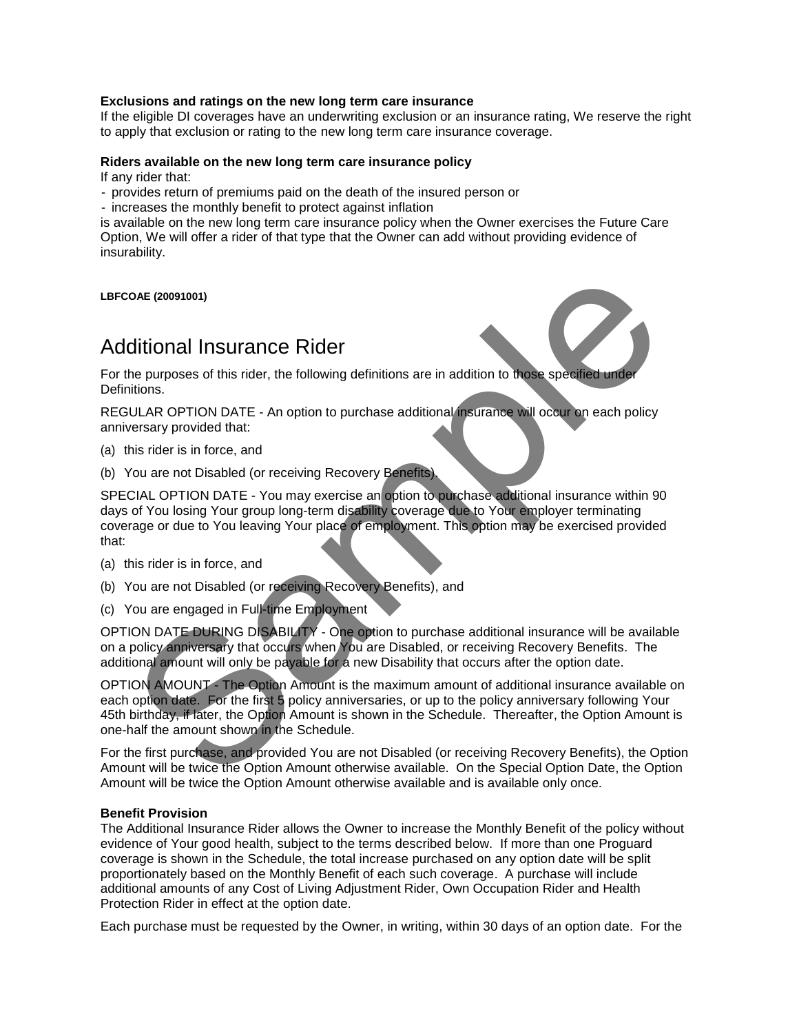**Exclusions and ratings on the new long term care insurance**

If the eligible DI coverages have an underwriting exclusion or an insurance rating, We reserve the right to apply that exclusion or rating to the new long term care insurance coverage.

**Riders available on the new long term care insurance policy**

If any rider that:

- provides return of premiums paid on the death of the insured person or
- increases the monthly benefit to protect against inflation

is available on the new long term care insurance policy when the Owner exercises the Future Care Option, We will offer a rider of that type that the Owner can add without providing evidence of insurability.

**LBFCOAE (20091001)**

# Additional Insurance Rider

For the purposes of this rider, the following definitions are in addition to those specified under Definitions.

REGULAR OPTION DATE - An option to purchase additional insurance will occur on each policy anniversary provided that:

(a) this rider is in force, and

(b) You are not Disabled (or receiving Recovery Benefits).

SPECIAL OPTION DATE - You may exercise an option to purchase additional insurance within 90 days of You losing Your group long-term disability coverage due to Your employer terminating coverage or due to You leaving Your place of employment. This option may be exercised provided that:

(a) this rider is in force, and

(b) You are not Disabled (or receiving Recovery Benefits), and

(c) You are engaged in Full-time Employment

OPTION DATE DURING DISABILITY - One option to purchase additional insurance will be available on a policy anniversary that occurs when You are Disabled, or receiving Recovery Benefits. The additional amount will only be payable for a new Disability that occurs after the option date.

OPTION AMOUNT - The Option Amount is the maximum amount of additional insurance available on each option date. For the first 5 policy anniversaries, or up to the policy anniversary following Your 45th birthday, if later, the Option Amount is shown in the Schedule. Thereafter, the Option Amount is one-half the amount shown in the Schedule.

For the first purchase, and provided You are not Disabled (or receiving Recovery Benefits), the Option Amount will be twice the Option Amount otherwise available. On the Special Option Date, the Option Amount will be twice the Option Amount otherwise available and is available only once.

**Benefit Provision**

The Additional Insurance Rider allows the Owner to increase the Monthly Benefit of the policy without evidence of Your good health, subject to the terms described below. If more than one Proguard coverage is shown in the Schedule, the total increase purchased on any option date will be split proportionately based on the Monthly Benefit of each such coverage. A purchase will include additional amounts of any Cost of Living Adjustment Rider, Own Occupation Rider and Health Protection Rider in effect at the option date.

Each purchase must be requested by the Owner, in writing, within 30 days of an option date. For the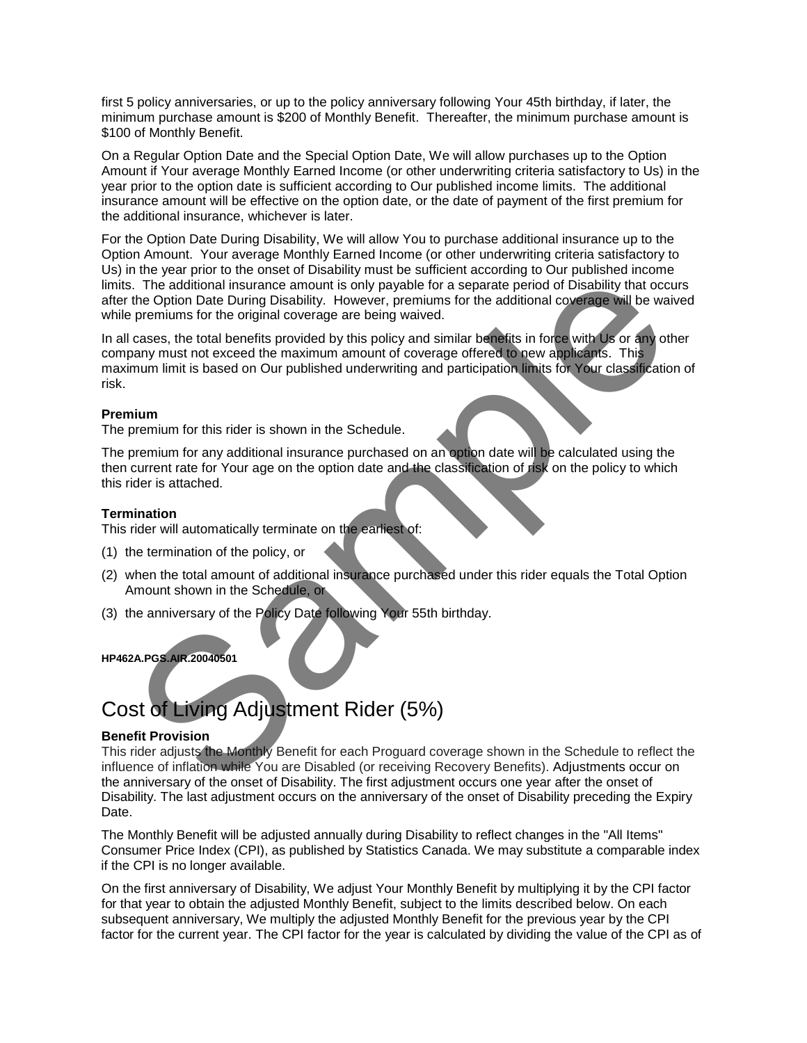first 5 policy anniversaries, or up to the policy anniversary following Your 45th birthday, if later, the minimum purchase amount is $200 of Monthly Benefit. Thereafter, the minimum purchase amount is $100 of Monthly Benefit.

On a Regular Option Date and the Special Option Date, We will allow purchases up to the Option Amount if Your average Monthly Earned Income (or other underwriting criteria satisfactory to Us) in the year prior to the option date is sufficient according to Our published income limits. The additional insurance amount will be effective on the option date, or the date of payment of the first premium for the additional insurance, whichever is later.

For the Option Date During Disability, We will allow You to purchase additional insurance up to the Option Amount. Your average Monthly Earned Income (or other underwriting criteria satisfactory to Us) in the year prior to the onset of Disability must be sufficient according to Our published income limits. The additional insurance amount is only payable for a separate period of Disability that occurs after the Option Date During Disability. However, premiums for the additional coverage will be waived while premiums for the original coverage are being waived.

In all cases, the total benefits provided by this policy and similar benefits in force with Us or any other company must not exceed the maximum amount of coverage offered to new applicants. This maximum limit is based on Our published underwriting and participation limits for Your classification of risk.

**Premium**

The premium for this rider is shown in the Schedule.

The premium for any additional insurance purchased on an option date will be calculated using the then current rate for Your age on the option date and the classification of risk on the policy to which this rider is attached.

**Termination**

This rider will automatically terminate on the earliest of:

(1) the termination of the policy, or

(2) when the total amount of additional insurance purchased under this rider equals the Total Option Amount shown in the Schedule, or

(3) the anniversary of the Policy Date following Your 55th birthday.

**HP462A.PGS.AIR.20040501**

# Cost of Living Adjustment Rider (5%)

**Benefit Provision**

This rider adjusts the Monthly Benefit for each Proguard coverage shown in the Schedule to reflect the influence of inflation while You are Disabled (or receiving Recovery Benefits). Adjustments occur on the anniversary of the onset of Disability. The first adjustment occurs one year after the onset of Disability. The last adjustment occurs on the anniversary of the onset of Disability preceding the Expiry Date.

The Monthly Benefit will be adjusted annually during Disability to reflect changes in the "All Items" Consumer Price Index (CPI), as published by Statistics Canada. We may substitute a comparable index if the CPI is no longer available.

On the first anniversary of Disability, We adjust Your Monthly Benefit by multiplying it by the CPI factor for that year to obtain the adjusted Monthly Benefit, subject to the limits described below. On each subsequent anniversary, We multiply the adjusted Monthly Benefit for the previous year by the CPI factor for the current year. The CPI factor for the year is calculated by dividing the value of the CPI as of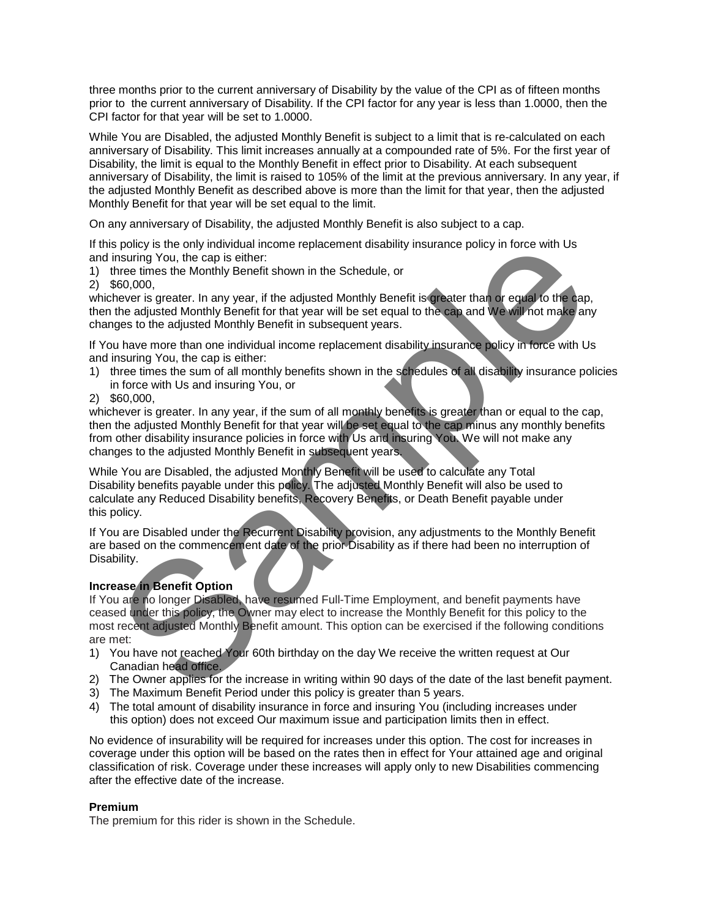three months prior to the current anniversary of Disability by the value of the CPI as of fifteen months prior to the current anniversary of Disability. If the CPI factor for any year is less than 1.0000, then the CPI factor for that year will be set to 1.0000.

While You are Disabled, the adjusted Monthly Benefit is subject to a limit that is re-calculated on each anniversary of Disability. This limit increases annually at a compounded rate of 5%. For the first year of Disability, the limit is equal to the Monthly Benefit in effect prior to Disability. At each subsequent anniversary of Disability, the limit is raised to 105% of the limit at the previous anniversary. In any year, if the adjusted Monthly Benefit as described above is more than the limit for that year, then the adjusted Monthly Benefit for that year will be set equal to the limit.

On any anniversary of Disability, the adjusted Monthly Benefit is also subject to a cap.

If this policy is the only individual income replacement disability insurance policy in force with Us and insuring You, the cap is either:

1) three times the Monthly Benefit shown in the Schedule, or
2) $60,000,

whichever is greater. In any year, if the adjusted Monthly Benefit is greater than or equal to the cap, then the adjusted Monthly Benefit for that year will be set equal to the cap and We will not make any changes to the adjusted Monthly Benefit in subsequent years.

If You have more than one individual income replacement disability insurance policy in force with Us and insuring You, the cap is either:

1) three times the sum of all monthly benefits shown in the schedules of all disability insurance policies in force with Us and insuring You, or
2) $60,000,

whichever is greater. In any year, if the sum of all monthly benefits is greater than or equal to the cap, then the adjusted Monthly Benefit for that year will be set equal to the cap minus any monthly benefits from other disability insurance policies in force with Us and insuring You. We will not make any changes to the adjusted Monthly Benefit in subsequent years.

While You are Disabled, the adjusted Monthly Benefit will be used to calculate any Total Disability benefits payable under this policy. The adjusted Monthly Benefit will also be used to calculate any Reduced Disability benefits, Recovery Benefits, or Death Benefit payable under this policy.

If You are Disabled under the Recurrent Disability provision, any adjustments to the Monthly Benefit are based on the commencement date of the prior Disability as if there had been no interruption of Disability.

**Increase in Benefit Option**

If You are no longer Disabled, have resumed Full-Time Employment, and benefit payments have ceased under this policy, the Owner may elect to increase the Monthly Benefit for this policy to the most recent adjusted Monthly Benefit amount. This option can be exercised if the following conditions are met:

1) You have not reached Your 60th birthday on the day We receive the written request at Our Canadian head office.
2) The Owner applies for the increase in writing within 90 days of the date of the last benefit payment.
3) The Maximum Benefit Period under this policy is greater than 5 years.
4) The total amount of disability insurance in force and insuring You (including increases under this option) does not exceed Our maximum issue and participation limits then in effect.

No evidence of insurability will be required for increases under this option. The cost for increases in coverage under this option will be based on the rates then in effect for Your attained age and original classification of risk. Coverage under these increases will apply only to new Disabilities commencing after the effective date of the increase.

**Premium**

The premium for this rider is shown in the Schedule.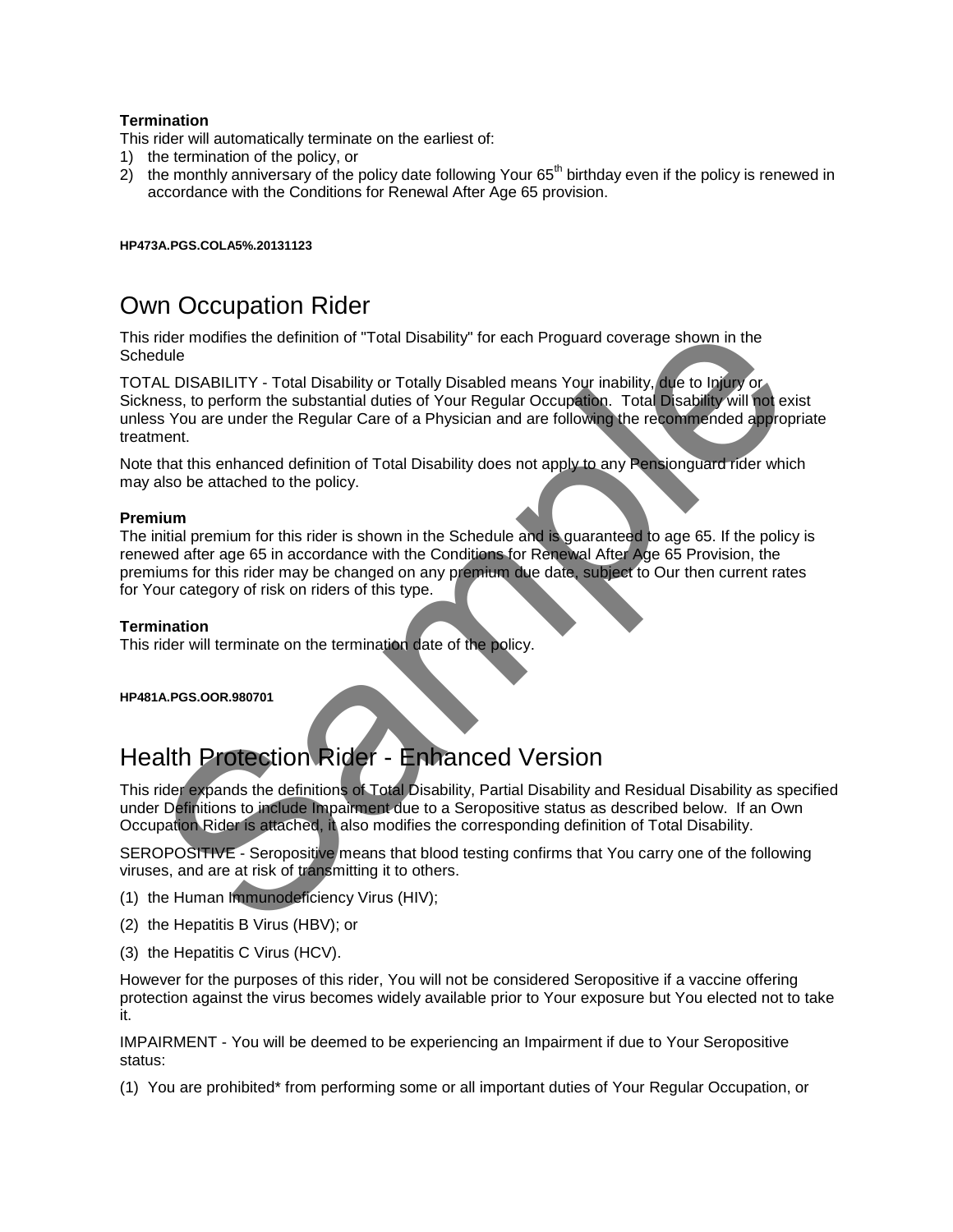**Termination**

This rider will automatically terminate on the earliest of:

1) the termination of the policy, or
2) the monthly anniversary of the policy date following Your 65th birthday even if the policy is renewed in accordance with the Conditions for Renewal After Age 65 provision.

**HP473A.PGS.COLA5%.20131123**

# Own Occupation Rider

This rider modifies the definition of "Total Disability" for each Proguard coverage shown in the Schedule

TOTAL DISABILITY - Total Disability or Totally Disabled means Your inability, due to Injury or Sickness, to perform the substantial duties of Your Regular Occupation. Total Disability will not exist unless You are under the Regular Care of a Physician and are following the recommended appropriate treatment.

Note that this enhanced definition of Total Disability does not apply to any Pensionguard rider which may also be attached to the policy.

**Premium**

The initial premium for this rider is shown in the Schedule and is guaranteed to age 65. If the policy is renewed after age 65 in accordance with the Conditions for Renewal After Age 65 Provision, the premiums for this rider may be changed on any premium due date, subject to Our then current rates for Your category of risk on riders of this type.

**Termination**

This rider will terminate on the termination date of the policy.

**HP481A.PGS.OOR.980701**

# Health Protection Rider - Enhanced Version

This rider expands the definitions of Total Disability, Partial Disability and Residual Disability as specified under Definitions to include Impairment due to a Seropositive status as described below. If an Own Occupation Rider is attached, it also modifies the corresponding definition of Total Disability.

SEROPOSITIVE - Seropositive means that blood testing confirms that You carry one of the following viruses, and are at risk of transmitting it to others.

(1) the Human Immunodeficiency Virus (HIV);

(2) the Hepatitis B Virus (HBV); or

(3) the Hepatitis C Virus (HCV).

However for the purposes of this rider, You will not be considered Seropositive if a vaccine offering protection against the virus becomes widely available prior to Your exposure but You elected not to take it.

IMPAIRMENT - You will be deemed to be experiencing an Impairment if due to Your Seropositive status:

(1) You are prohibited* from performing some or all important duties of Your Regular Occupation, or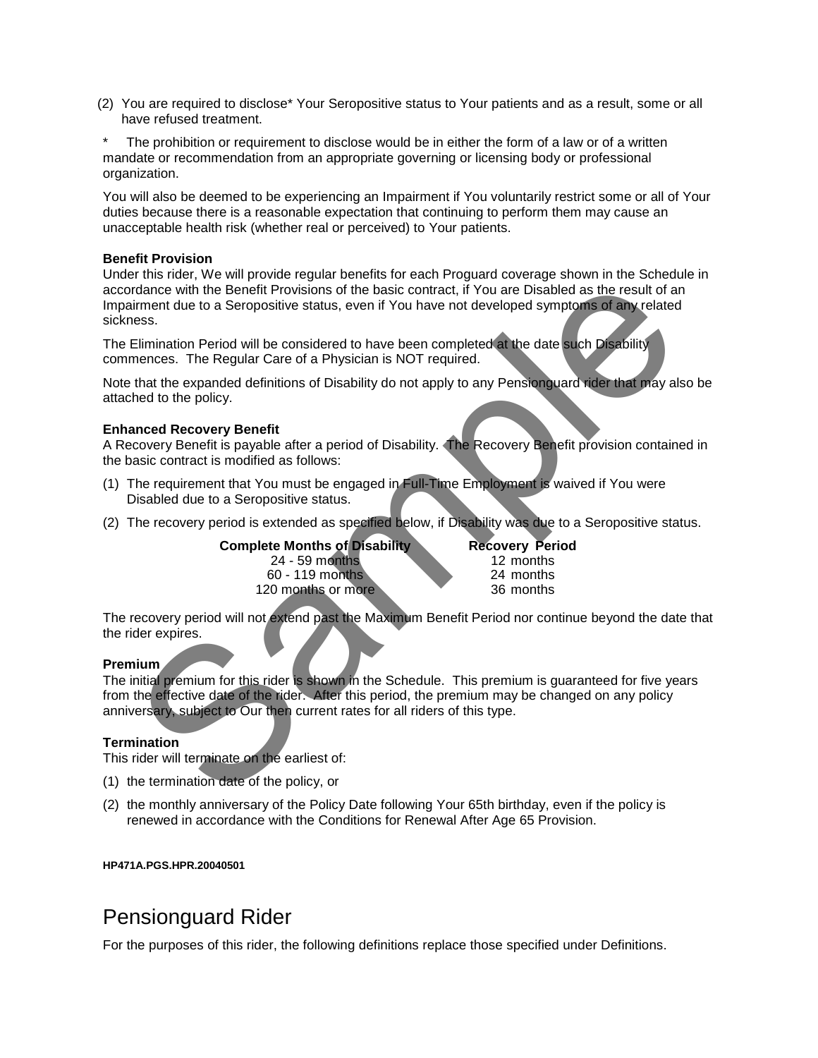(2) You are required to disclose* Your Seropositive status to Your patients and as a result, some or all have refused treatment.

\* The prohibition or requirement to disclose would be in either the form of a law or of a written mandate or recommendation from an appropriate governing or licensing body or professional organization.

You will also be deemed to be experiencing an Impairment if You voluntarily restrict some or all of Your duties because there is a reasonable expectation that continuing to perform them may cause an unacceptable health risk (whether real or perceived) to Your patients.

**Benefit Provision**

Under this rider, We will provide regular benefits for each Proguard coverage shown in the Schedule in accordance with the Benefit Provisions of the basic contract, if You are Disabled as the result of an Impairment due to a Seropositive status, even if You have not developed symptoms of any related sickness.

The Elimination Period will be considered to have been completed at the date such Disability commences. The Regular Care of a Physician is NOT required.

Note that the expanded definitions of Disability do not apply to any Pensionguard rider that may also be attached to the policy.

**Enhanced Recovery Benefit**

A Recovery Benefit is payable after a period of Disability. The Recovery Benefit provision contained in the basic contract is modified as follows:

(1) The requirement that You must be engaged in Full-Time Employment is waived if You were Disabled due to a Seropositive status.

(2) The recovery period is extended as specified below, if Disability was due to a Seropositive status.

| Complete Months of Disability | Recovery Period |
|---|---|
| 24 - 59 months | 12 months |
| 60 - 119 months | 24 months |
| 120 months or more | 36 months |

The recovery period will not extend past the Maximum Benefit Period nor continue beyond the date that the rider expires.

**Premium**

The initial premium for this rider is shown in the Schedule. This premium is guaranteed for five years from the effective date of the rider. After this period, the premium may be changed on any policy anniversary, subject to Our then current rates for all riders of this type.

**Termination**

This rider will terminate on the earliest of:

(1) the termination date of the policy, or

(2) the monthly anniversary of the Policy Date following Your 65th birthday, even if the policy is renewed in accordance with the Conditions for Renewal After Age 65 Provision.

**HP471A.PGS.HPR.20040501**

# Pensionguard Rider

For the purposes of this rider, the following definitions replace those specified under Definitions.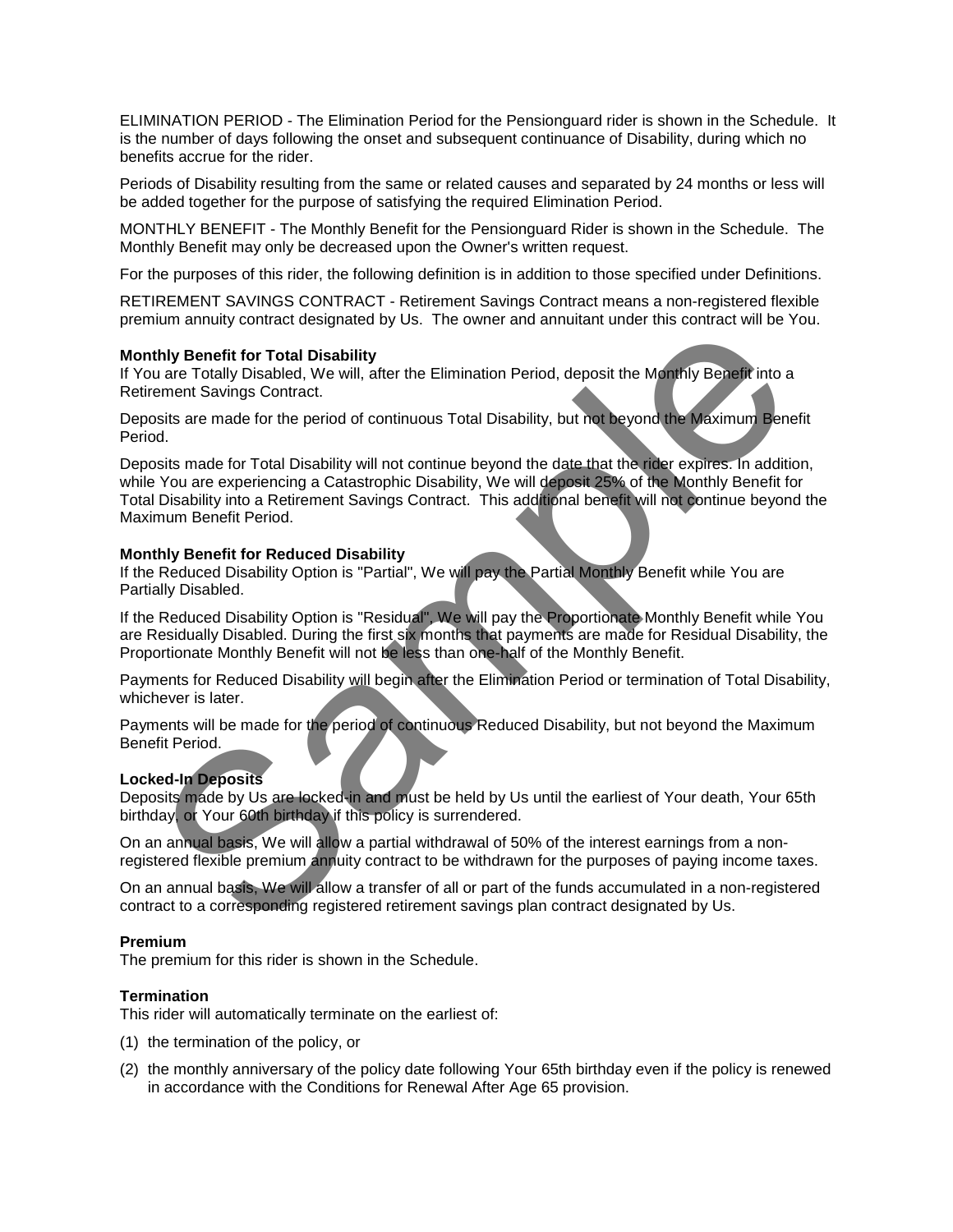ELIMINATION PERIOD - The Elimination Period for the Pensionguard rider is shown in the Schedule. It is the number of days following the onset and subsequent continuance of Disability, during which no benefits accrue for the rider.

Periods of Disability resulting from the same or related causes and separated by 24 months or less will be added together for the purpose of satisfying the required Elimination Period.

MONTHLY BENEFIT - The Monthly Benefit for the Pensionguard Rider is shown in the Schedule. The Monthly Benefit may only be decreased upon the Owner's written request.

For the purposes of this rider, the following definition is in addition to those specified under Definitions.

RETIREMENT SAVINGS CONTRACT - Retirement Savings Contract means a non-registered flexible premium annuity contract designated by Us. The owner and annuitant under this contract will be You.

**Monthly Benefit for Total Disability**

If You are Totally Disabled, We will, after the Elimination Period, deposit the Monthly Benefit into a Retirement Savings Contract.

Deposits are made for the period of continuous Total Disability, but not beyond the Maximum Benefit Period.

Deposits made for Total Disability will not continue beyond the date that the rider expires. In addition, while You are experiencing a Catastrophic Disability, We will deposit 25% of the Monthly Benefit for Total Disability into a Retirement Savings Contract. This additional benefit will not continue beyond the Maximum Benefit Period.

**Monthly Benefit for Reduced Disability**

If the Reduced Disability Option is "Partial", We will pay the Partial Monthly Benefit while You are Partially Disabled.

If the Reduced Disability Option is "Residual", We will pay the Proportionate Monthly Benefit while You are Residually Disabled. During the first six months that payments are made for Residual Disability, the Proportionate Monthly Benefit will not be less than one-half of the Monthly Benefit.

Payments for Reduced Disability will begin after the Elimination Period or termination of Total Disability, whichever is later.

Payments will be made for the period of continuous Reduced Disability, but not beyond the Maximum Benefit Period.

**Locked-In Deposits**

Deposits made by Us are locked-in and must be held by Us until the earliest of Your death, Your 65th birthday, or Your 60th birthday if this policy is surrendered.

On an annual basis, We will allow a partial withdrawal of 50% of the interest earnings from a non-registered flexible premium annuity contract to be withdrawn for the purposes of paying income taxes.

On an annual basis, We will allow a transfer of all or part of the funds accumulated in a non-registered contract to a corresponding registered retirement savings plan contract designated by Us.

**Premium**

The premium for this rider is shown in the Schedule.

**Termination**

This rider will automatically terminate on the earliest of:

(1) the termination of the policy, or

(2) the monthly anniversary of the policy date following Your 65th birthday even if the policy is renewed in accordance with the Conditions for Renewal After Age 65 provision.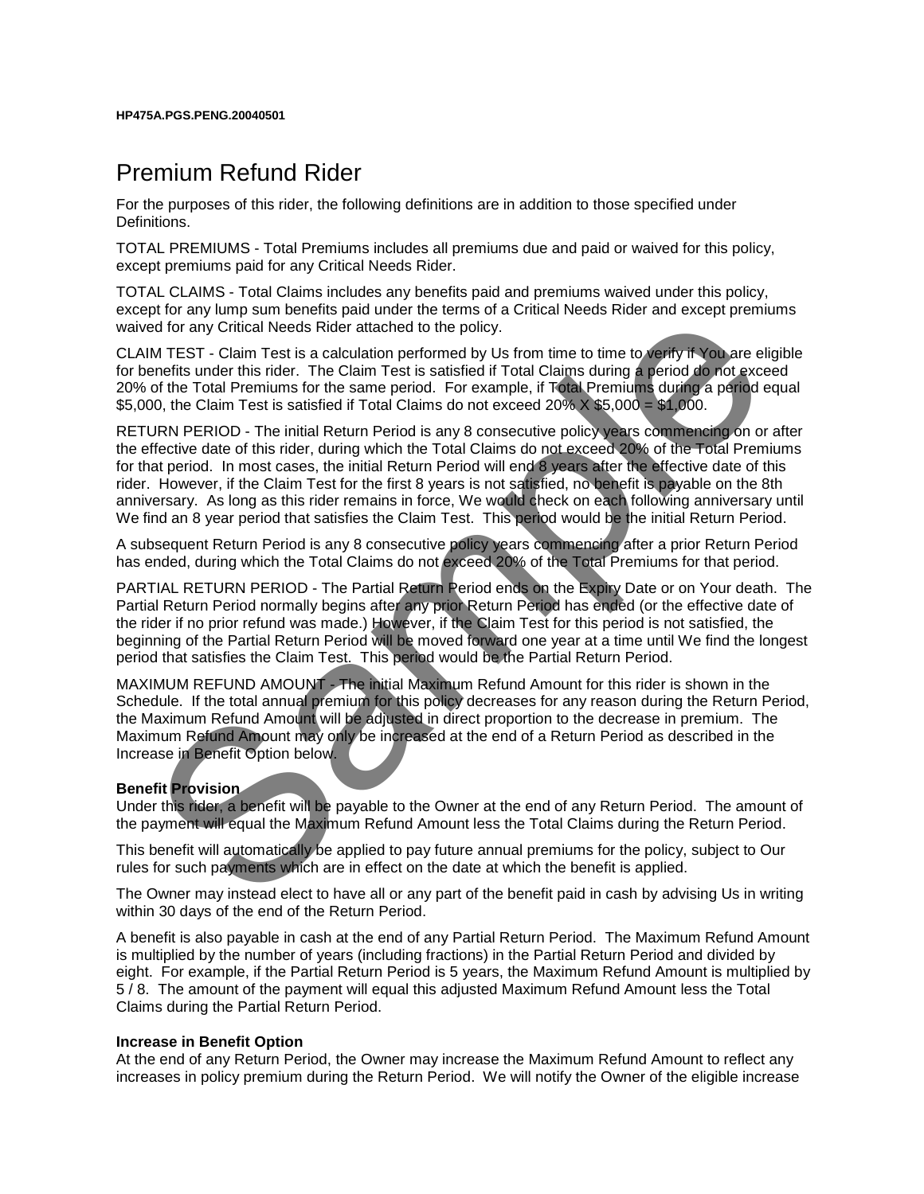HP475A.PGS.PENG.20040501

# Premium Refund Rider

For the purposes of this rider, the following definitions are in addition to those specified under Definitions.

TOTAL PREMIUMS - Total Premiums includes all premiums due and paid or waived for this policy, except premiums paid for any Critical Needs Rider.

TOTAL CLAIMS - Total Claims includes any benefits paid and premiums waived under this policy, except for any lump sum benefits paid under the terms of a Critical Needs Rider and except premiums waived for any Critical Needs Rider attached to the policy.

CLAIM TEST - Claim Test is a calculation performed by Us from time to time to verify if You are eligible for benefits under this rider. The Claim Test is satisfied if Total Claims during a period do not exceed 20% of the Total Premiums for the same period. For example, if Total Premiums during a period equal $5,000, the Claim Test is satisfied if Total Claims do not exceed 20% X $5,000 = $1,000.

RETURN PERIOD - The initial Return Period is any 8 consecutive policy years commencing on or after the effective date of this rider, during which the Total Claims do not exceed 20% of the Total Premiums for that period. In most cases, the initial Return Period will end 8 years after the effective date of this rider. However, if the Claim Test for the first 8 years is not satisfied, no benefit is payable on the 8th anniversary. As long as this rider remains in force, We would check on each following anniversary until We find an 8 year period that satisfies the Claim Test. This period would be the initial Return Period.

A subsequent Return Period is any 8 consecutive policy years commencing after a prior Return Period has ended, during which the Total Claims do not exceed 20% of the Total Premiums for that period.

PARTIAL RETURN PERIOD - The Partial Return Period ends on the Expiry Date or on Your death. The Partial Return Period normally begins after any prior Return Period has ended (or the effective date of the rider if no prior refund was made.) However, if the Claim Test for this period is not satisfied, the beginning of the Partial Return Period will be moved forward one year at a time until We find the longest period that satisfies the Claim Test. This period would be the Partial Return Period.

MAXIMUM REFUND AMOUNT - The initial Maximum Refund Amount for this rider is shown in the Schedule. If the total annual premium for this policy decreases for any reason during the Return Period, the Maximum Refund Amount will be adjusted in direct proportion to the decrease in premium. The Maximum Refund Amount may only be increased at the end of a Return Period as described in the Increase in Benefit Option below.

**Benefit Provision**

Under this rider, a benefit will be payable to the Owner at the end of any Return Period. The amount of the payment will equal the Maximum Refund Amount less the Total Claims during the Return Period.

This benefit will automatically be applied to pay future annual premiums for the policy, subject to Our rules for such payments which are in effect on the date at which the benefit is applied.

The Owner may instead elect to have all or any part of the benefit paid in cash by advising Us in writing within 30 days of the end of the Return Period.

A benefit is also payable in cash at the end of any Partial Return Period. The Maximum Refund Amount is multiplied by the number of years (including fractions) in the Partial Return Period and divided by eight. For example, if the Partial Return Period is 5 years, the Maximum Refund Amount is multiplied by 5 / 8. The amount of the payment will equal this adjusted Maximum Refund Amount less the Total Claims during the Partial Return Period.

**Increase in Benefit Option**

At the end of any Return Period, the Owner may increase the Maximum Refund Amount to reflect any increases in policy premium during the Return Period. We will notify the Owner of the eligible increase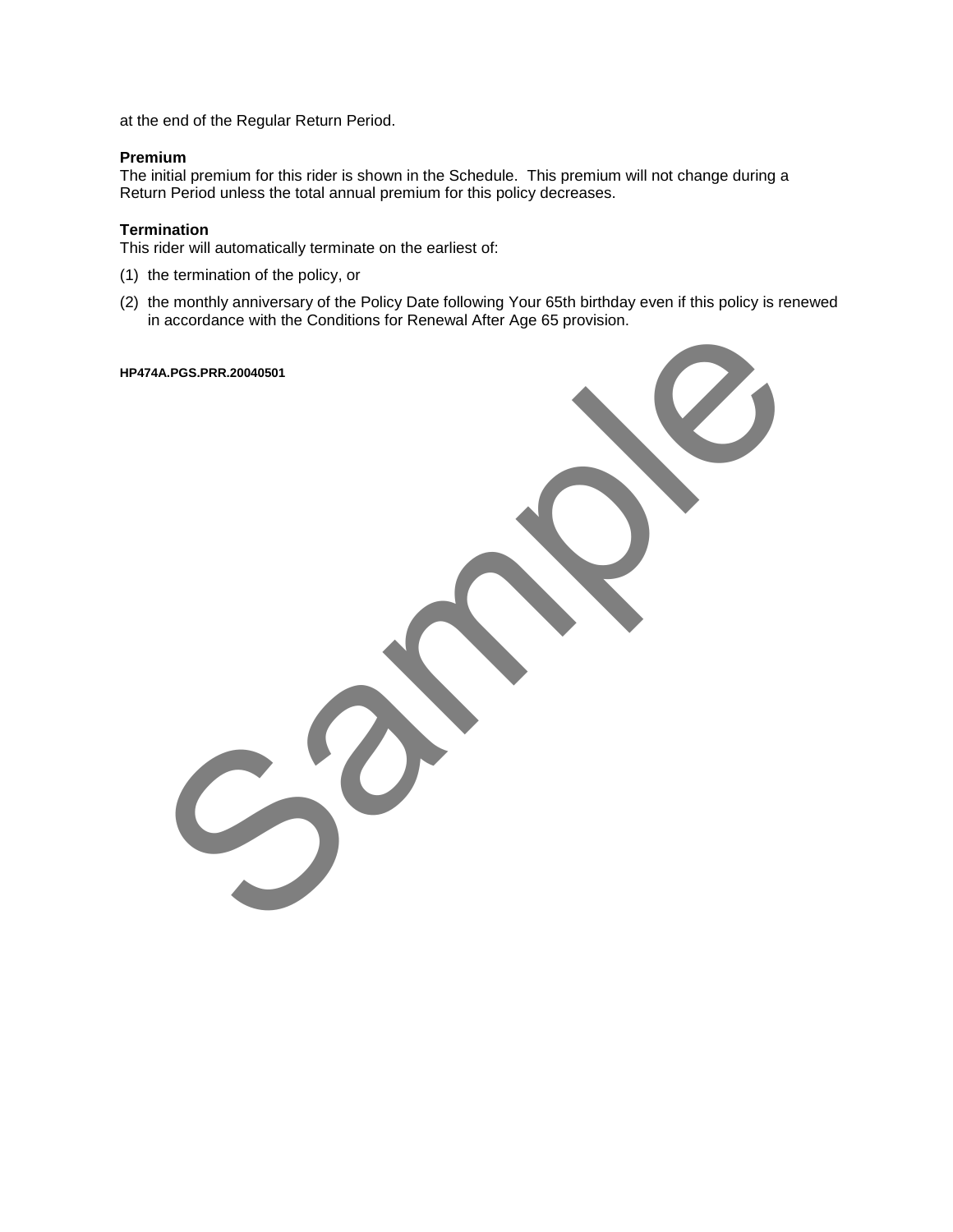at the end of the Regular Return Period.

**Premium**

The initial premium for this rider is shown in the Schedule. This premium will not change during a Return Period unless the total annual premium for this policy decreases.

**Termination**

This rider will automatically terminate on the earliest of:

(1) the termination of the policy, or

(2) the monthly anniversary of the Policy Date following Your 65th birthday even if this policy is renewed in accordance with the Conditions for Renewal After Age 65 provision.

**HP474A.PGS.PRR.20040501**

Sample